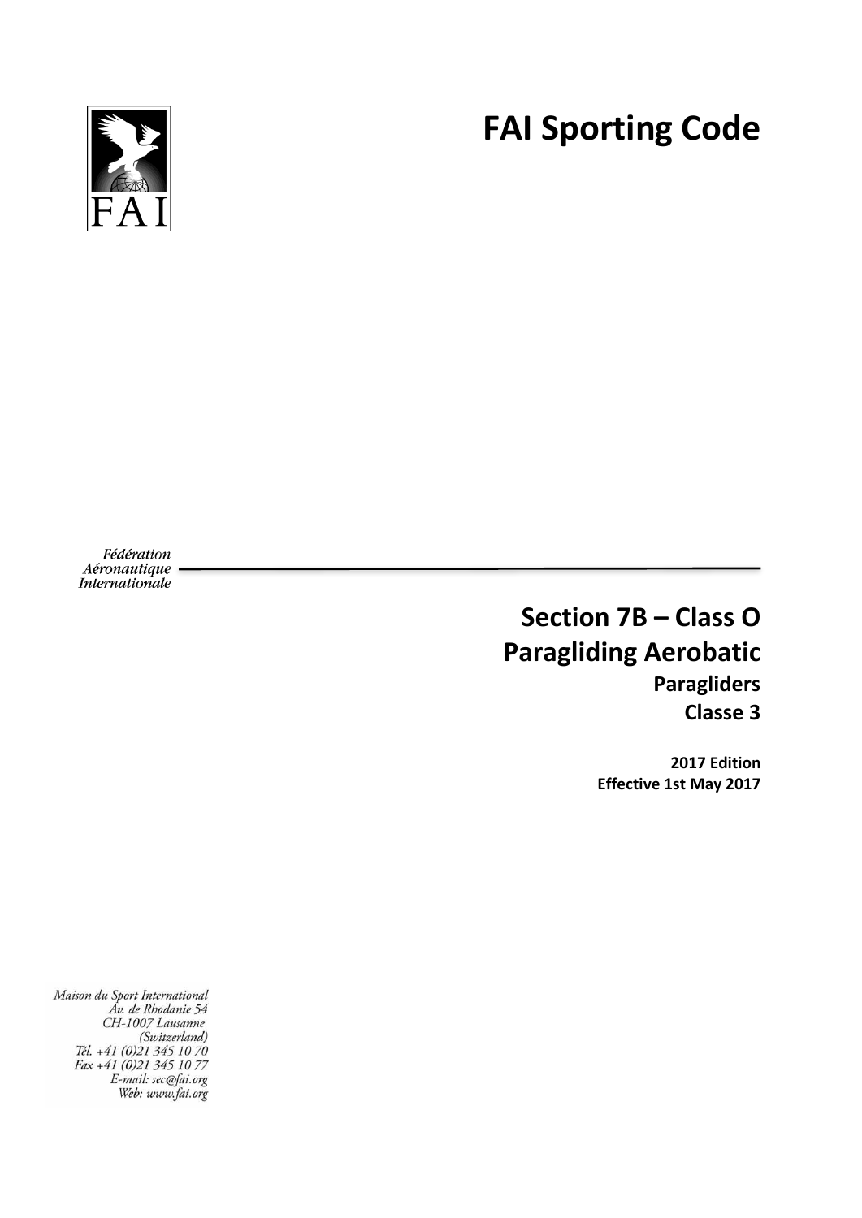# FAI Sporting Code

Fédération Aéronautique Internationale

## Section 7B – Class O
## Paragliding Aerobatic

**Paragliders**

**Classe 3**

**2017 Edition**
**Effective 1st May 2017**

Maison du Sport International
Av. de Rhodanie 54
CH-1007 Lausanne
(Switzerland)
Tél. +41 (0)21 345 10 70
Fax +41 (0)21 345 10 77
E-mail: sec@fai.org
Web: www.fai.org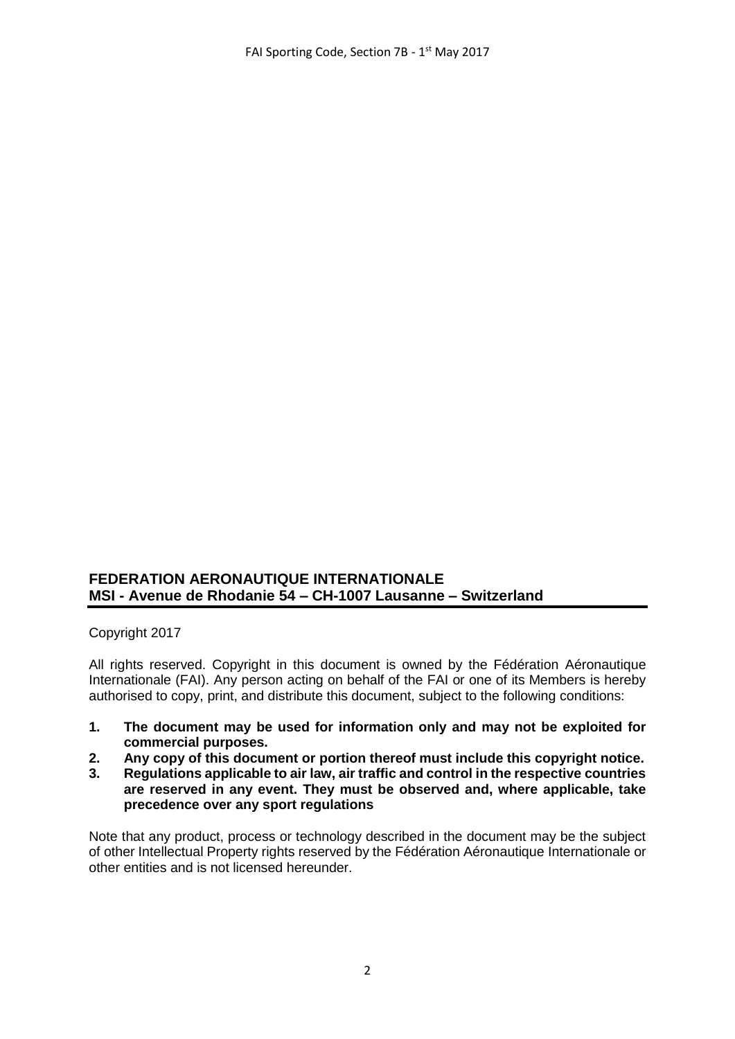**FEDERATION AERONAUTIQUE INTERNATIONALE**
**MSI - Avenue de Rhodanie 54 – CH-1007 Lausanne – Switzerland**

Copyright 2017

All rights reserved. Copyright in this document is owned by the Fédération Aéronautique Internationale (FAI). Any person acting on behalf of the FAI or one of its Members is hereby authorised to copy, print, and distribute this document, subject to the following conditions:

1. **The document may be used for information only and may not be exploited for commercial purposes.**
2. **Any copy of this document or portion thereof must include this copyright notice.**
3. **Regulations applicable to air law, air traffic and control in the respective countries are reserved in any event. They must be observed and, where applicable, take precedence over any sport regulations**

Note that any product, process or technology described in the document may be the subject of other Intellectual Property rights reserved by the Fédération Aéronautique Internationale or other entities and is not licensed hereunder.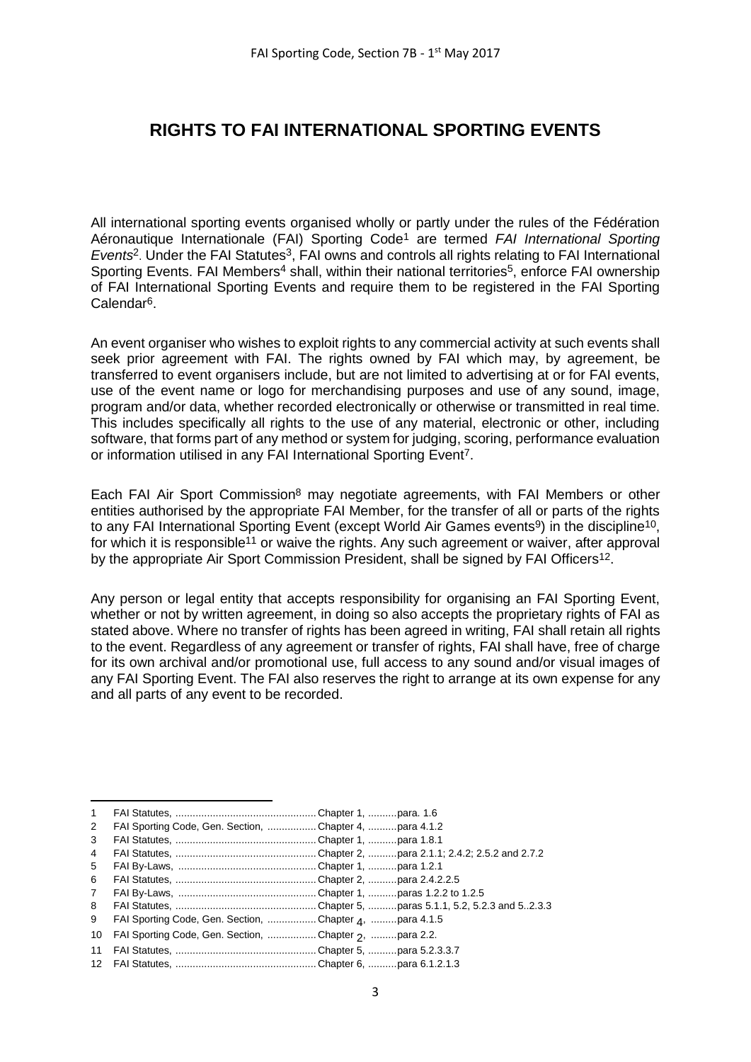# RIGHTS TO FAI INTERNATIONAL SPORTING EVENTS

All international sporting events organised wholly or partly under the rules of the Fédération Aéronautique Internationale (FAI) Sporting Code[1] are termed *FAI International Sporting Events*[2]. Under the FAI Statutes[3], FAI owns and controls all rights relating to FAI International Sporting Events. FAI Members[4] shall, within their national territories[5], enforce FAI ownership of FAI International Sporting Events and require them to be registered in the FAI Sporting Calendar[6].

An event organiser who wishes to exploit rights to any commercial activity at such events shall seek prior agreement with FAI. The rights owned by FAI which may, by agreement, be transferred to event organisers include, but are not limited to advertising at or for FAI events, use of the event name or logo for merchandising purposes and use of any sound, image, program and/or data, whether recorded electronically or otherwise or transmitted in real time. This includes specifically all rights to the use of any material, electronic or other, including software, that forms part of any method or system for judging, scoring, performance evaluation or information utilised in any FAI International Sporting Event[7].

Each FAI Air Sport Commission[8] may negotiate agreements, with FAI Members or other entities authorised by the appropriate FAI Member, for the transfer of all or parts of the rights to any FAI International Sporting Event (except World Air Games events[9]) in the discipline[10], for which it is responsible[11] or waive the rights. Any such agreement or waiver, after approval by the appropriate Air Sport Commission President, shall be signed by FAI Officers[12].

Any person or legal entity that accepts responsibility for organising an FAI Sporting Event, whether or not by written agreement, in doing so also accepts the proprietary rights of FAI as stated above. Where no transfer of rights has been agreed in writing, FAI shall retain all rights to the event. Regardless of any agreement or transfer of rights, FAI shall have, free of charge for its own archival and/or promotional use, full access to any sound and/or visual images of any FAI Sporting Event. The FAI also reserves the right to arrange at its own expense for any and all parts of any event to be recorded.

---

1 FAI Statutes, ................................................. Chapter 1, ..........para. 1.6
2 FAI Sporting Code, Gen. Section, ................. Chapter 4, ..........para 4.1.2
3 FAI Statutes, ................................................. Chapter 1, ..........para 1.8.1
4 FAI Statutes, ................................................. Chapter 2, ..........para 2.1.1; 2.4.2; 2.5.2 and 2.7.2
5 FAI By-Laws, ................................................ Chapter 1, ..........para 1.2.1
6 FAI Statutes, ................................................. Chapter 2, ..........para 2.4.2.2.5
7 FAI By-Laws, ................................................ Chapter 1, ..........paras 1.2.2 to 1.2.5
8 FAI Statutes, ................................................. Chapter 5, ..........paras 5.1.1, 5.2, 5.2.3 and 5..2.3.3
9 FAI Sporting Code, Gen. Section, ................. Chapter 4, .........para 4.1.5
10 FAI Sporting Code, Gen. Section, ................. Chapter 2, .........para 2.2.
11 FAI Statutes, ................................................. Chapter 5, ..........para 5.2.3.3.7
12 FAI Statutes, ................................................. Chapter 6, ..........para 6.1.2.1.3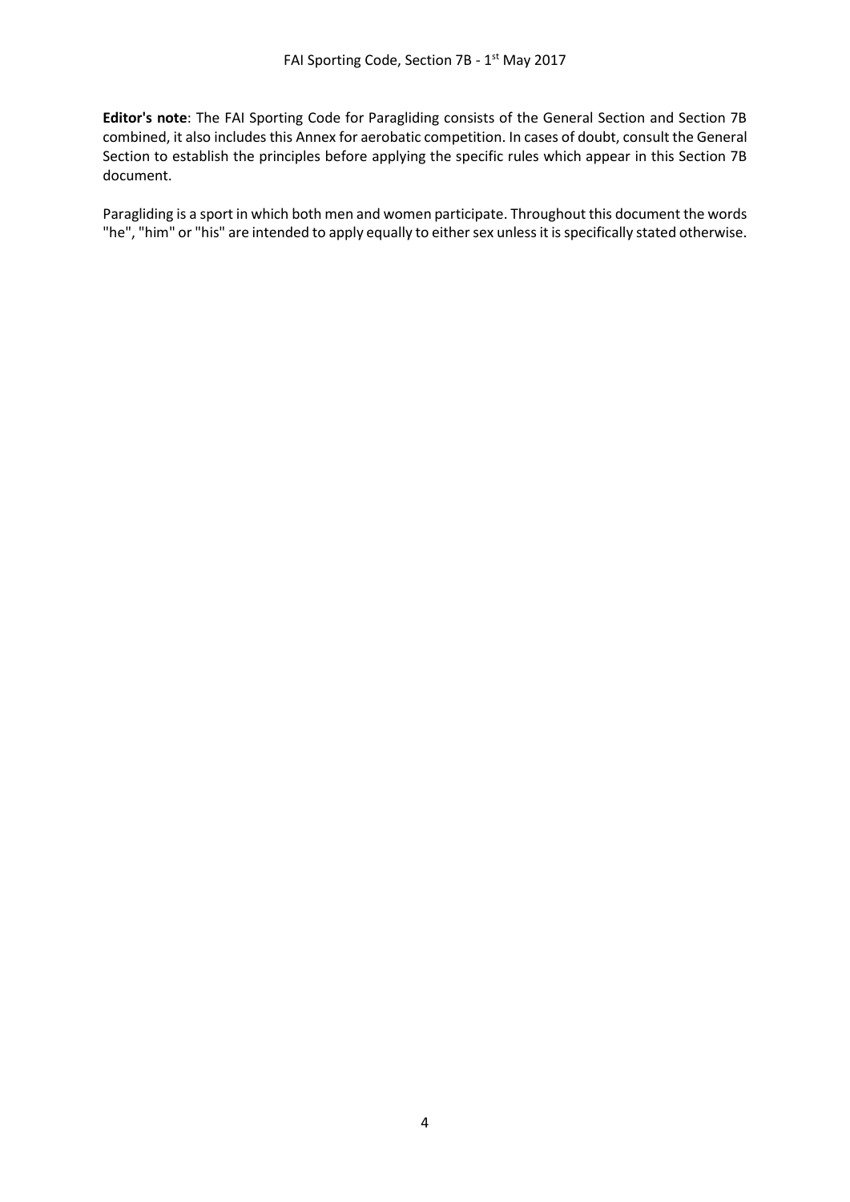**Editor's note**: The FAI Sporting Code for Paragliding consists of the General Section and Section 7B combined, it also includes this Annex for aerobatic competition. In cases of doubt, consult the General Section to establish the principles before applying the specific rules which appear in this Section 7B document.

Paragliding is a sport in which both men and women participate. Throughout this document the words "he", "him" or "his" are intended to apply equally to either sex unless it is specifically stated otherwise.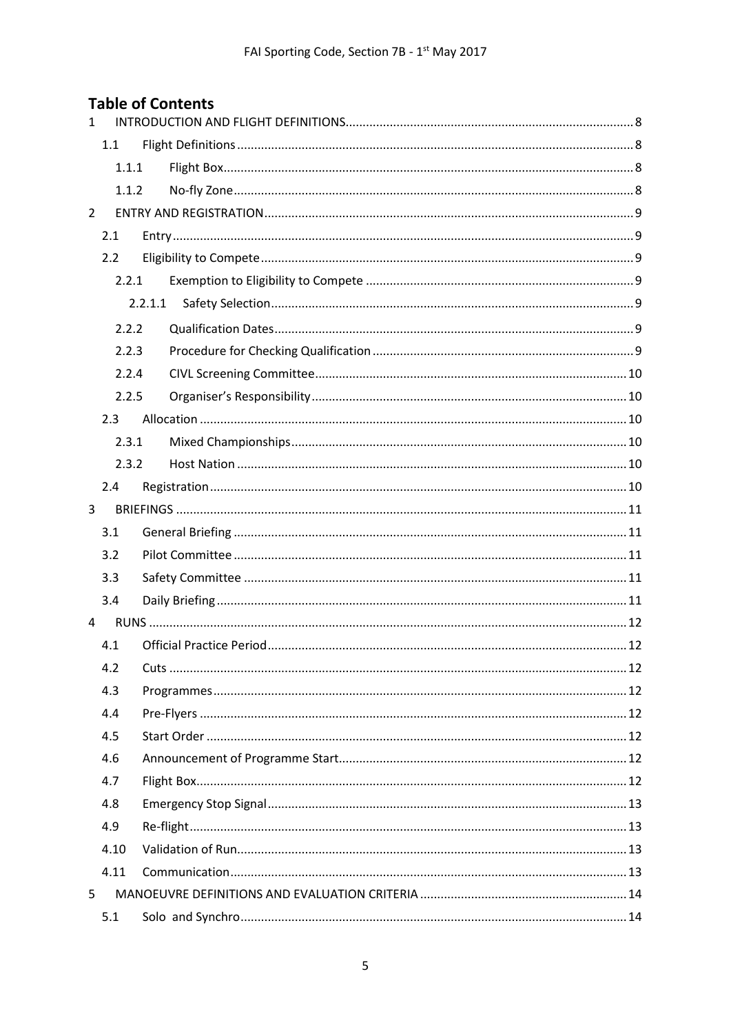## Table of Contents

1 INTRODUCTION AND FLIGHT DEFINITIONS.... 8
  1.1 Flight Definitions.... 8
    1.1.1 Flight Box.... 8
    1.1.2 No-fly Zone.... 8
2 ENTRY AND REGISTRATION.... 9
  2.1 Entry.... 9
  2.2 Eligibility to Compete.... 9
    2.2.1 Exemption to Eligibility to Compete.... 9
      2.2.1.1 Safety Selection.... 9
    2.2.2 Qualification Dates.... 9
    2.2.3 Procedure for Checking Qualification.... 9
    2.2.4 CIVL Screening Committee.... 10
    2.2.5 Organiser's Responsibility.... 10
  2.3 Allocation.... 10
    2.3.1 Mixed Championships.... 10
    2.3.2 Host Nation.... 10
  2.4 Registration.... 10
3 BRIEFINGS.... 11
  3.1 General Briefing.... 11
  3.2 Pilot Committee.... 11
  3.3 Safety Committee.... 11
  3.4 Daily Briefing.... 11
4 RUNS.... 12
  4.1 Official Practice Period.... 12
  4.2 Cuts.... 12
  4.3 Programmes.... 12
  4.4 Pre-Flyers.... 12
  4.5 Start Order.... 12
  4.6 Announcement of Programme Start.... 12
  4.7 Flight Box.... 12
  4.8 Emergency Stop Signal.... 13
  4.9 Re-flight.... 13
  4.10 Validation of Run.... 13
  4.11 Communication.... 13
5 MANOEUVRE DEFINITIONS AND EVALUATION CRITERIA.... 14
  5.1 Solo and Synchro.... 14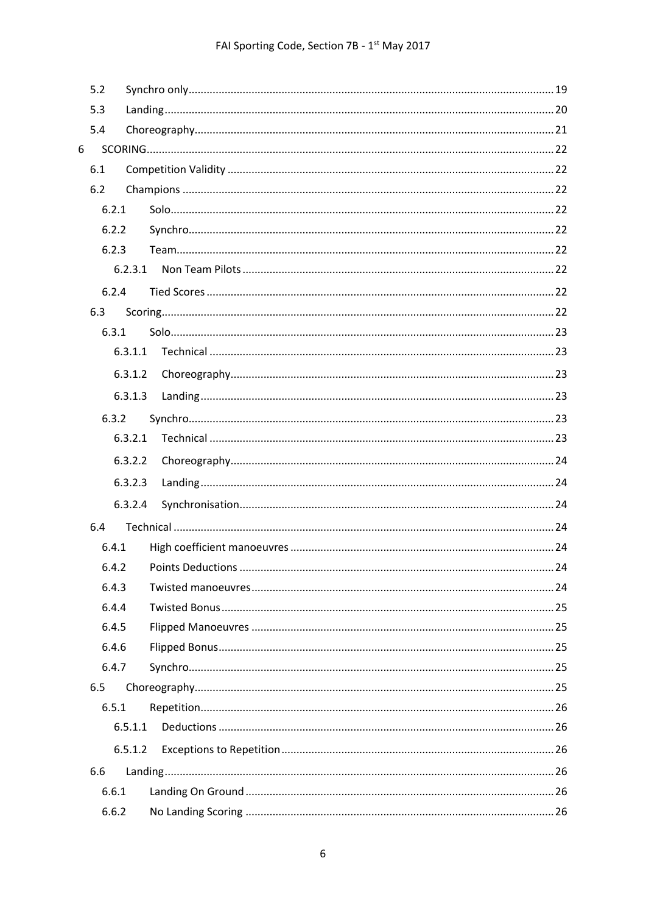5.2 Synchro only ..... 19
5.3 Landing ..... 20
5.4 Choreography ..... 21
6 SCORING ..... 22
6.1 Competition Validity ..... 22
6.2 Champions ..... 22
6.2.1 Solo ..... 22
6.2.2 Synchro ..... 22
6.2.3 Team ..... 22
6.2.3.1 Non Team Pilots ..... 22
6.2.4 Tied Scores ..... 22
6.3 Scoring ..... 22
6.3.1 Solo ..... 23
6.3.1.1 Technical ..... 23
6.3.1.2 Choreography ..... 23
6.3.1.3 Landing ..... 23
6.3.2 Synchro ..... 23
6.3.2.1 Technical ..... 23
6.3.2.2 Choreography ..... 24
6.3.2.3 Landing ..... 24
6.3.2.4 Synchronisation ..... 24
6.4 Technical ..... 24
6.4.1 High coefficient manoeuvres ..... 24
6.4.2 Points Deductions ..... 24
6.4.3 Twisted manoeuvres ..... 24
6.4.4 Twisted Bonus ..... 25
6.4.5 Flipped Manoeuvres ..... 25
6.4.6 Flipped Bonus ..... 25
6.4.7 Synchro ..... 25
6.5 Choreography ..... 25
6.5.1 Repetition ..... 26
6.5.1.1 Deductions ..... 26
6.5.1.2 Exceptions to Repetition ..... 26
6.6 Landing ..... 26
6.6.1 Landing On Ground ..... 26
6.6.2 No Landing Scoring ..... 26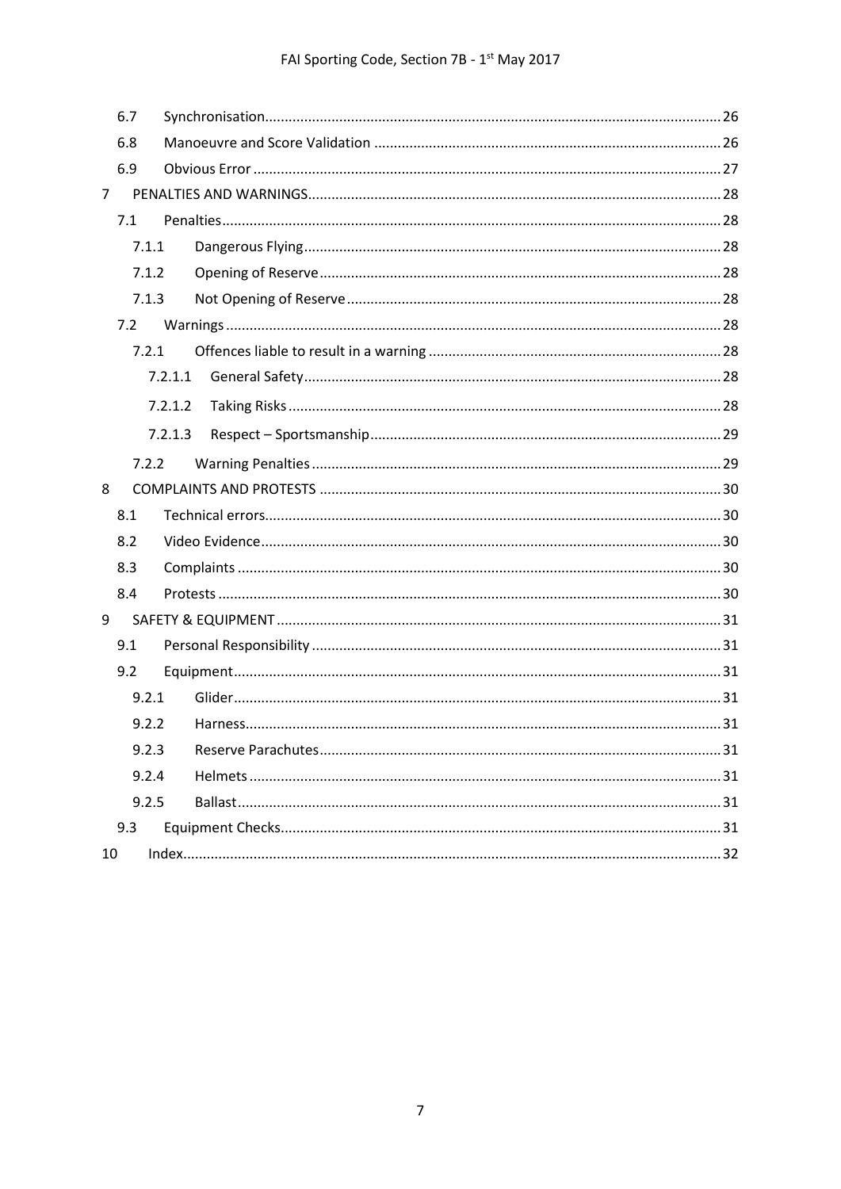6.7 Synchronisation ... 26

6.8 Manoeuvre and Score Validation ... 26

6.9 Obvious Error ... 27

7 PENALTIES AND WARNINGS ... 28

7.1 Penalties ... 28

7.1.1 Dangerous Flying ... 28

7.1.2 Opening of Reserve ... 28

7.1.3 Not Opening of Reserve ... 28

7.2 Warnings ... 28

7.2.1 Offences liable to result in a warning ... 28

7.2.1.1 General Safety ... 28

7.2.1.2 Taking Risks ... 28

7.2.1.3 Respect – Sportsmanship ... 29

7.2.2 Warning Penalties ... 29

8 COMPLAINTS AND PROTESTS ... 30

8.1 Technical errors ... 30

8.2 Video Evidence ... 30

8.3 Complaints ... 30

8.4 Protests ... 30

9 SAFETY & EQUIPMENT ... 31

9.1 Personal Responsibility ... 31

9.2 Equipment ... 31

9.2.1 Glider ... 31

9.2.2 Harness ... 31

9.2.3 Reserve Parachutes ... 31

9.2.4 Helmets ... 31

9.2.5 Ballast ... 31

9.3 Equipment Checks ... 31

10 Index ... 32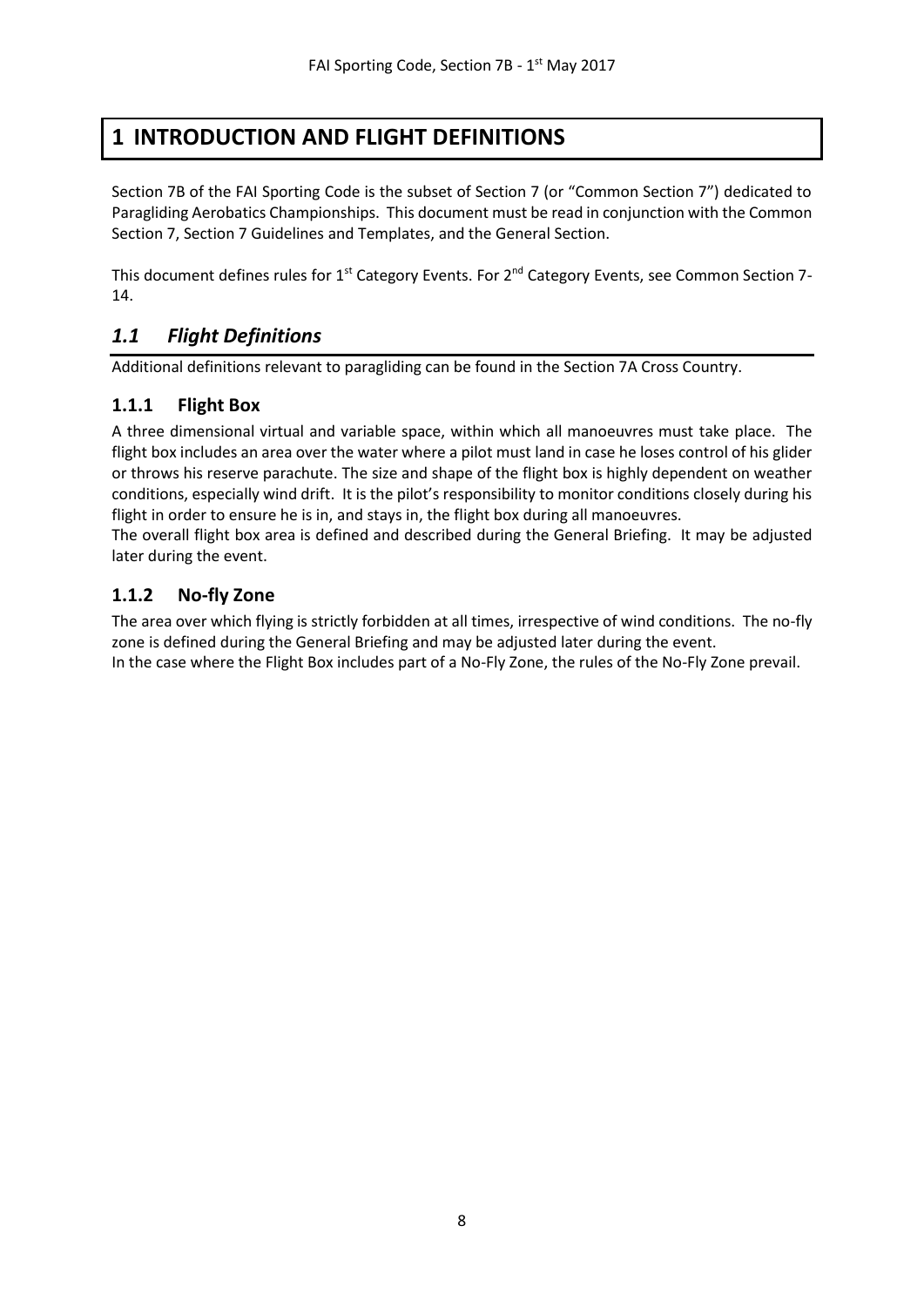# 1 INTRODUCTION AND FLIGHT DEFINITIONS

Section 7B of the FAI Sporting Code is the subset of Section 7 (or "Common Section 7") dedicated to Paragliding Aerobatics Championships. This document must be read in conjunction with the Common Section 7, Section 7 Guidelines and Templates, and the General Section.

This document defines rules for 1st Category Events. For 2nd Category Events, see Common Section 7-14.

## *1.1 Flight Definitions*

Additional definitions relevant to paragliding can be found in the Section 7A Cross Country.

### 1.1.1 Flight Box

A three dimensional virtual and variable space, within which all manoeuvres must take place. The flight box includes an area over the water where a pilot must land in case he loses control of his glider or throws his reserve parachute. The size and shape of the flight box is highly dependent on weather conditions, especially wind drift. It is the pilot's responsibility to monitor conditions closely during his flight in order to ensure he is in, and stays in, the flight box during all manoeuvres.

The overall flight box area is defined and described during the General Briefing. It may be adjusted later during the event.

### 1.1.2 No-fly Zone

The area over which flying is strictly forbidden at all times, irrespective of wind conditions. The no-fly zone is defined during the General Briefing and may be adjusted later during the event.

In the case where the Flight Box includes part of a No-Fly Zone, the rules of the No-Fly Zone prevail.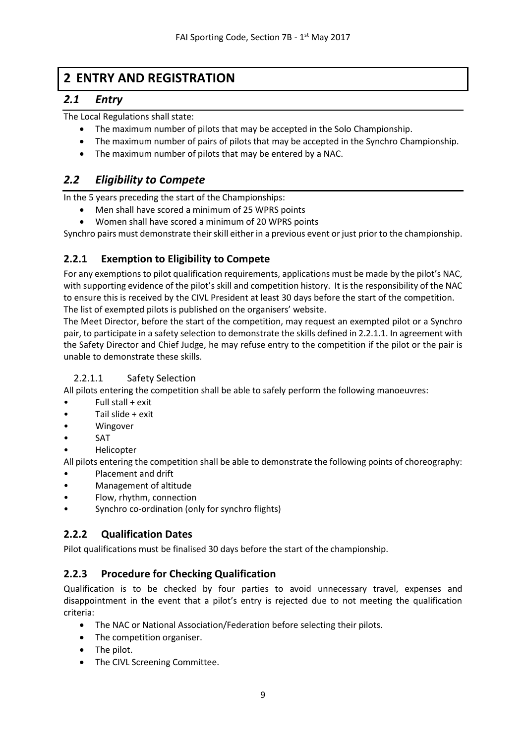# 2 ENTRY AND REGISTRATION

## *2.1 Entry*

The Local Regulations shall state:

- The maximum number of pilots that may be accepted in the Solo Championship.
- The maximum number of pairs of pilots that may be accepted in the Synchro Championship.
- The maximum number of pilots that may be entered by a NAC.

## *2.2 Eligibility to Compete*

In the 5 years preceding the start of the Championships:

- Men shall have scored a minimum of 25 WPRS points
- Women shall have scored a minimum of 20 WPRS points

Synchro pairs must demonstrate their skill either in a previous event or just prior to the championship.

### 2.2.1 Exemption to Eligibility to Compete

For any exemptions to pilot qualification requirements, applications must be made by the pilot's NAC, with supporting evidence of the pilot's skill and competition history. It is the responsibility of the NAC to ensure this is received by the CIVL President at least 30 days before the start of the competition. The list of exempted pilots is published on the organisers' website.

The Meet Director, before the start of the competition, may request an exempted pilot or a Synchro pair, to participate in a safety selection to demonstrate the skills defined in 2.2.1.1. In agreement with the Safety Director and Chief Judge, he may refuse entry to the competition if the pilot or the pair is unable to demonstrate these skills.

#### 2.2.1.1 Safety Selection

All pilots entering the competition shall be able to safely perform the following manoeuvres:

- Full stall + exit
- Tail slide + exit
- Wingover
- SAT
- Helicopter

All pilots entering the competition shall be able to demonstrate the following points of choreography:

- Placement and drift
- Management of altitude
- Flow, rhythm, connection
- Synchro co-ordination (only for synchro flights)

### 2.2.2 Qualification Dates

Pilot qualifications must be finalised 30 days before the start of the championship.

### 2.2.3 Procedure for Checking Qualification

Qualification is to be checked by four parties to avoid unnecessary travel, expenses and disappointment in the event that a pilot's entry is rejected due to not meeting the qualification criteria:

- The NAC or National Association/Federation before selecting their pilots.
- The competition organiser.
- The pilot.
- The CIVL Screening Committee.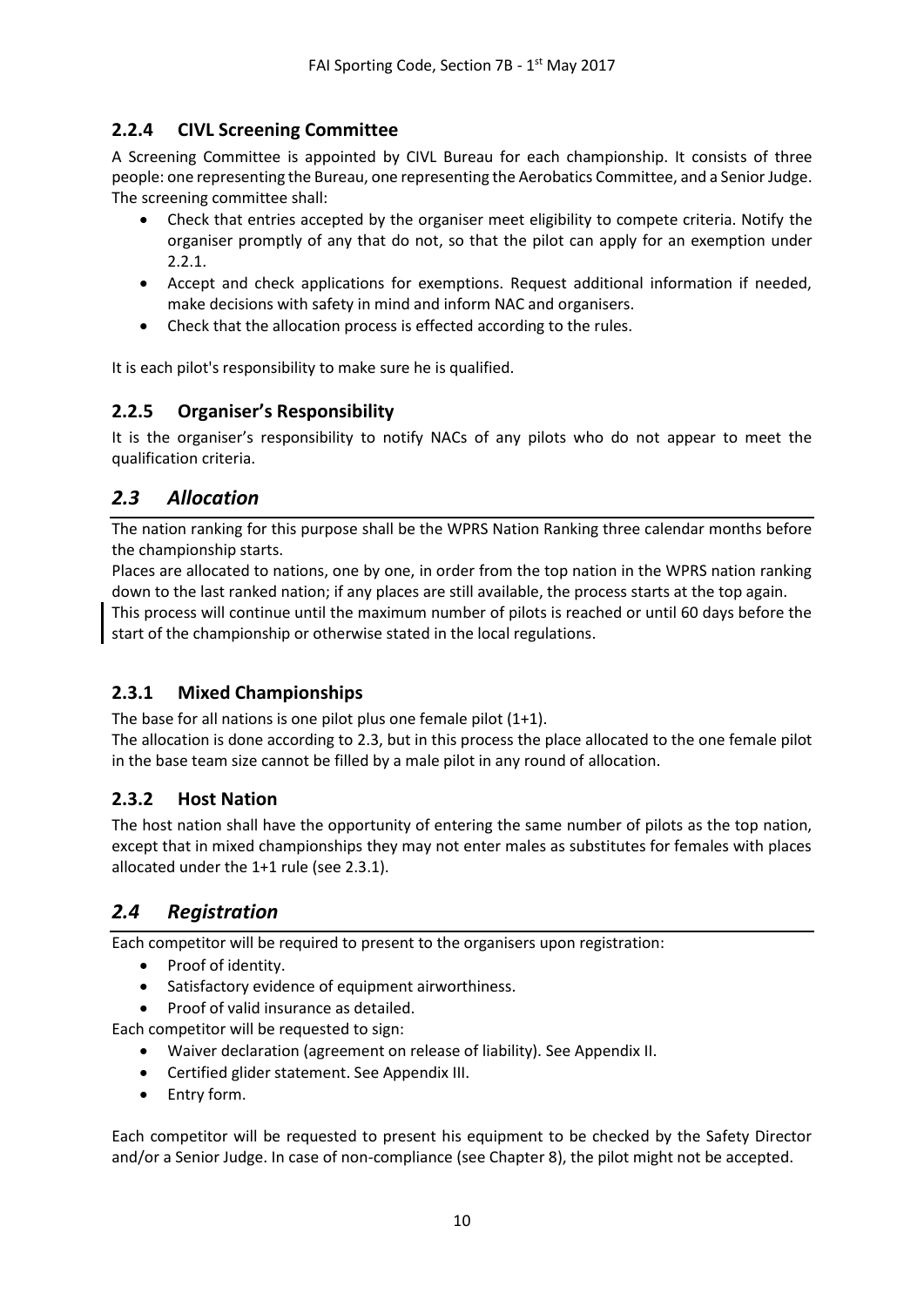### 2.2.4 CIVL Screening Committee

A Screening Committee is appointed by CIVL Bureau for each championship. It consists of three people: one representing the Bureau, one representing the Aerobatics Committee, and a Senior Judge. The screening committee shall:

- Check that entries accepted by the organiser meet eligibility to compete criteria. Notify the organiser promptly of any that do not, so that the pilot can apply for an exemption under 2.2.1.
- Accept and check applications for exemptions. Request additional information if needed, make decisions with safety in mind and inform NAC and organisers.
- Check that the allocation process is effected according to the rules.

It is each pilot's responsibility to make sure he is qualified.

### 2.2.5 Organiser's Responsibility

It is the organiser's responsibility to notify NACs of any pilots who do not appear to meet the qualification criteria.

## *2.3 Allocation*

The nation ranking for this purpose shall be the WPRS Nation Ranking three calendar months before the championship starts.

Places are allocated to nations, one by one, in order from the top nation in the WPRS nation ranking down to the last ranked nation; if any places are still available, the process starts at the top again.

This process will continue until the maximum number of pilots is reached or until 60 days before the start of the championship or otherwise stated in the local regulations.

### 2.3.1 Mixed Championships

The base for all nations is one pilot plus one female pilot (1+1).

The allocation is done according to 2.3, but in this process the place allocated to the one female pilot in the base team size cannot be filled by a male pilot in any round of allocation.

### 2.3.2 Host Nation

The host nation shall have the opportunity of entering the same number of pilots as the top nation, except that in mixed championships they may not enter males as substitutes for females with places allocated under the 1+1 rule (see 2.3.1).

## *2.4 Registration*

Each competitor will be required to present to the organisers upon registration:

- Proof of identity.
- Satisfactory evidence of equipment airworthiness.
- Proof of valid insurance as detailed.

Each competitor will be requested to sign:

- Waiver declaration (agreement on release of liability). See Appendix II.
- Certified glider statement. See Appendix III.
- Entry form.

Each competitor will be requested to present his equipment to be checked by the Safety Director and/or a Senior Judge. In case of non-compliance (see Chapter 8), the pilot might not be accepted.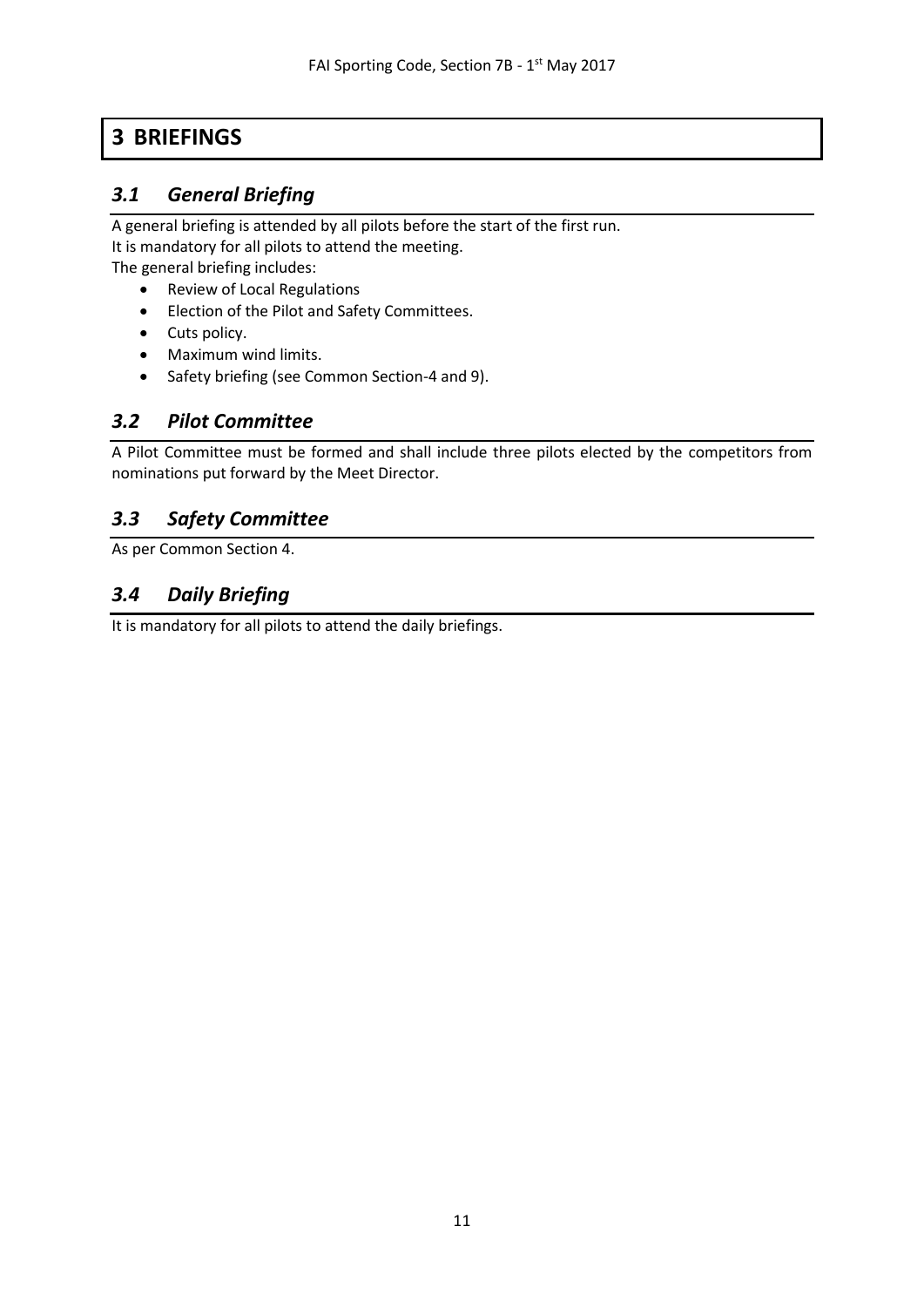# 3 BRIEFINGS

## *3.1 General Briefing*

A general briefing is attended by all pilots before the start of the first run.
It is mandatory for all pilots to attend the meeting.
The general briefing includes:

- Review of Local Regulations
- Election of the Pilot and Safety Committees.
- Cuts policy.
- Maximum wind limits.
- Safety briefing (see Common Section-4 and 9).

## *3.2 Pilot Committee*

A Pilot Committee must be formed and shall include three pilots elected by the competitors from nominations put forward by the Meet Director.

## *3.3 Safety Committee*

As per Common Section 4.

## *3.4 Daily Briefing*

It is mandatory for all pilots to attend the daily briefings.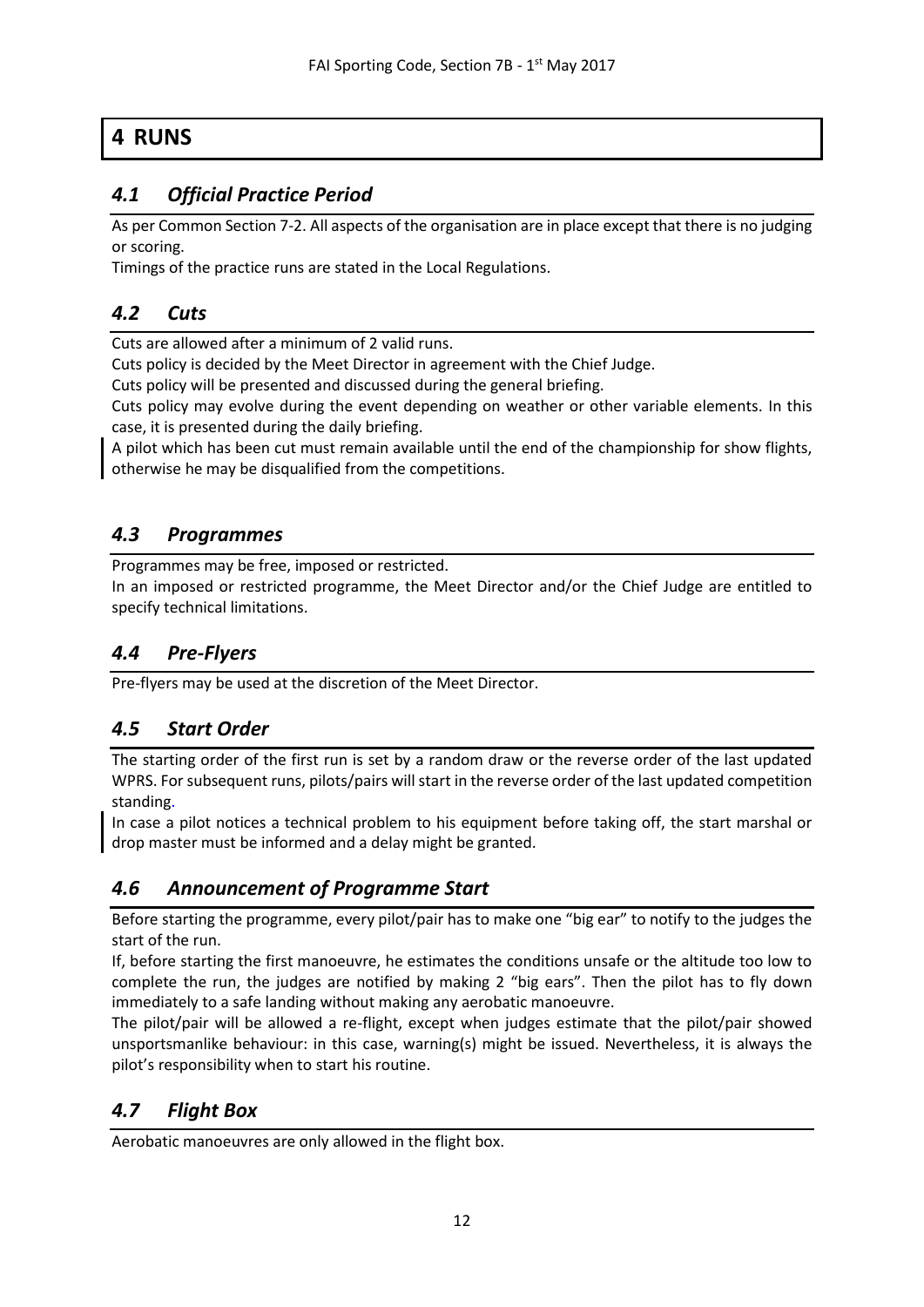# 4 RUNS

## *4.1 Official Practice Period*

As per Common Section 7-2. All aspects of the organisation are in place except that there is no judging or scoring.

Timings of the practice runs are stated in the Local Regulations.

## *4.2 Cuts*

Cuts are allowed after a minimum of 2 valid runs.

Cuts policy is decided by the Meet Director in agreement with the Chief Judge.

Cuts policy will be presented and discussed during the general briefing.

Cuts policy may evolve during the event depending on weather or other variable elements. In this case, it is presented during the daily briefing.

A pilot which has been cut must remain available until the end of the championship for show flights, otherwise he may be disqualified from the competitions.

## *4.3 Programmes*

Programmes may be free, imposed or restricted.

In an imposed or restricted programme, the Meet Director and/or the Chief Judge are entitled to specify technical limitations.

## *4.4 Pre-Flyers*

Pre-flyers may be used at the discretion of the Meet Director.

## *4.5 Start Order*

The starting order of the first run is set by a random draw or the reverse order of the last updated WPRS. For subsequent runs, pilots/pairs will start in the reverse order of the last updated competition standing.

In case a pilot notices a technical problem to his equipment before taking off, the start marshal or drop master must be informed and a delay might be granted.

## *4.6 Announcement of Programme Start*

Before starting the programme, every pilot/pair has to make one "big ear" to notify to the judges the start of the run.

If, before starting the first manoeuvre, he estimates the conditions unsafe or the altitude too low to complete the run, the judges are notified by making 2 "big ears". Then the pilot has to fly down immediately to a safe landing without making any aerobatic manoeuvre.

The pilot/pair will be allowed a re-flight, except when judges estimate that the pilot/pair showed unsportsmanlike behaviour: in this case, warning(s) might be issued. Nevertheless, it is always the pilot's responsibility when to start his routine.

## *4.7 Flight Box*

Aerobatic manoeuvres are only allowed in the flight box.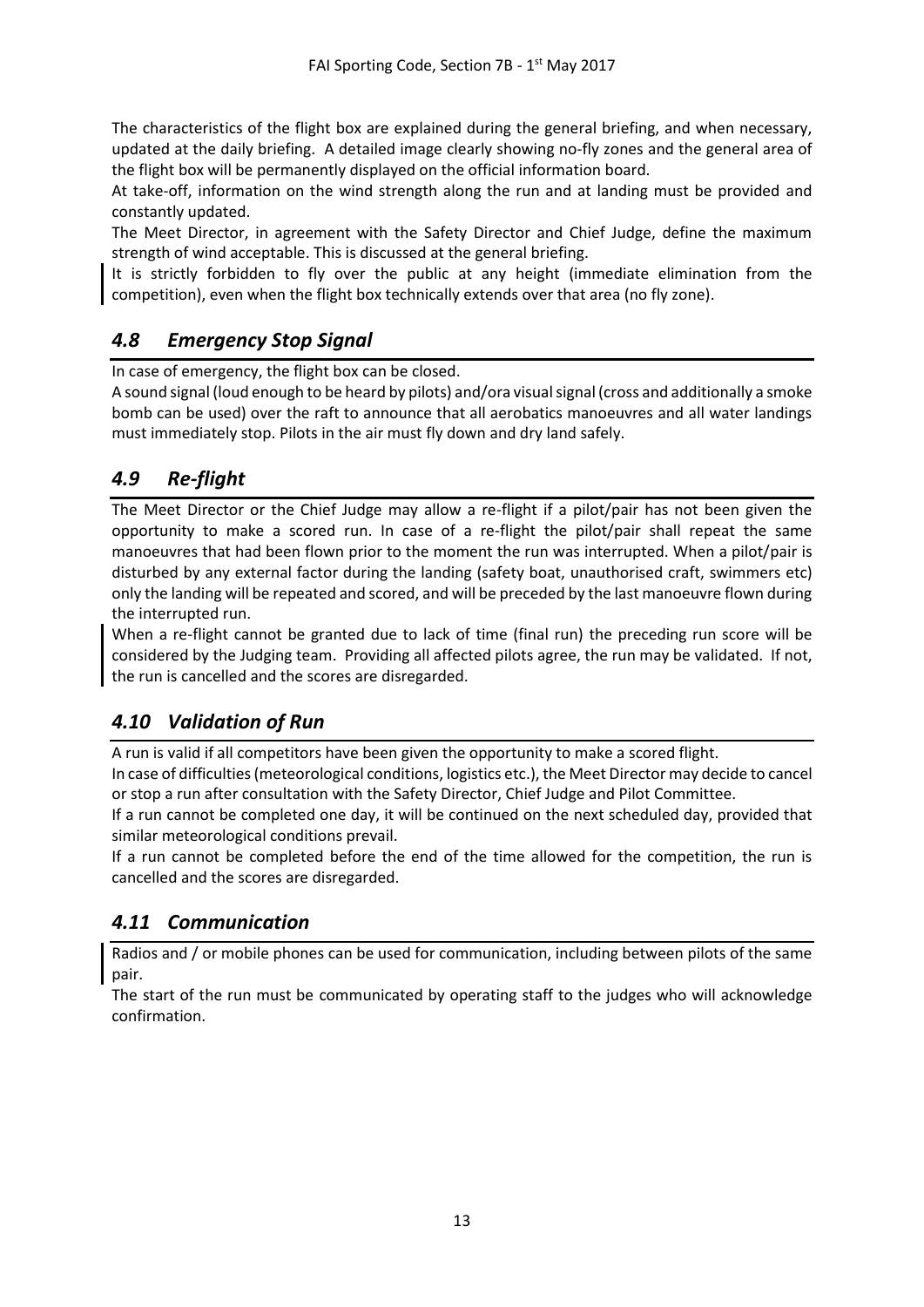The characteristics of the flight box are explained during the general briefing, and when necessary, updated at the daily briefing. A detailed image clearly showing no-fly zones and the general area of the flight box will be permanently displayed on the official information board.

At take-off, information on the wind strength along the run and at landing must be provided and constantly updated.

The Meet Director, in agreement with the Safety Director and Chief Judge, define the maximum strength of wind acceptable. This is discussed at the general briefing.

It is strictly forbidden to fly over the public at any height (immediate elimination from the competition), even when the flight box technically extends over that area (no fly zone).

## *4.8 Emergency Stop Signal*

In case of emergency, the flight box can be closed.

A sound signal (loud enough to be heard by pilots) and/ora visual signal (cross and additionally a smoke bomb can be used) over the raft to announce that all aerobatics manoeuvres and all water landings must immediately stop. Pilots in the air must fly down and dry land safely.

## *4.9 Re-flight*

The Meet Director or the Chief Judge may allow a re-flight if a pilot/pair has not been given the opportunity to make a scored run. In case of a re-flight the pilot/pair shall repeat the same manoeuvres that had been flown prior to the moment the run was interrupted. When a pilot/pair is disturbed by any external factor during the landing (safety boat, unauthorised craft, swimmers etc) only the landing will be repeated and scored, and will be preceded by the last manoeuvre flown during the interrupted run.

When a re-flight cannot be granted due to lack of time (final run) the preceding run score will be considered by the Judging team. Providing all affected pilots agree, the run may be validated. If not, the run is cancelled and the scores are disregarded.

## *4.10 Validation of Run*

A run is valid if all competitors have been given the opportunity to make a scored flight.

In case of difficulties (meteorological conditions, logistics etc.), the Meet Director may decide to cancel or stop a run after consultation with the Safety Director, Chief Judge and Pilot Committee.

If a run cannot be completed one day, it will be continued on the next scheduled day, provided that similar meteorological conditions prevail.

If a run cannot be completed before the end of the time allowed for the competition, the run is cancelled and the scores are disregarded.

## *4.11 Communication*

Radios and / or mobile phones can be used for communication, including between pilots of the same pair.

The start of the run must be communicated by operating staff to the judges who will acknowledge confirmation.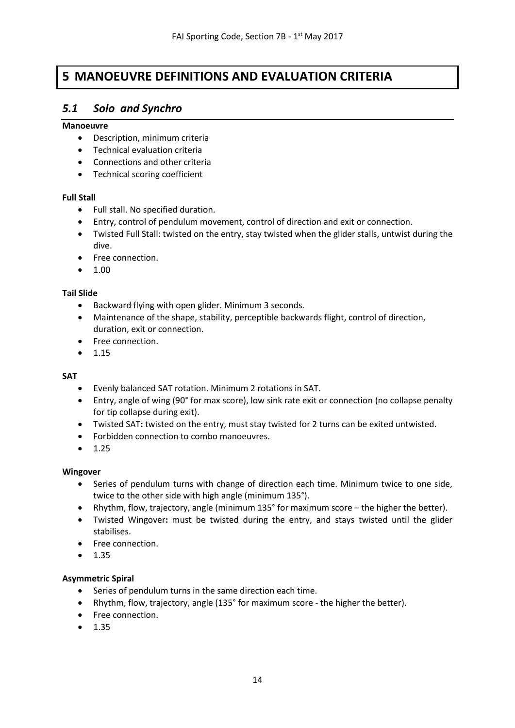// 5 MANOEUVRE DEFINITIONS AND EVALUATION CRITERIA

## 5.1 *Solo and Synchro*

**Manoeuvre**

- Description, minimum criteria
- Technical evaluation criteria
- Connections and other criteria
- Technical scoring coefficient

**Full Stall**

- Full stall. No specified duration.
- Entry, control of pendulum movement, control of direction and exit or connection.
- Twisted Full Stall: twisted on the entry, stay twisted when the glider stalls, untwist during the dive.
- Free connection.
- 1.00

**Tail Slide**

- Backward flying with open glider. Minimum 3 seconds.
- Maintenance of the shape, stability, perceptible backwards flight, control of direction, duration, exit or connection.
- Free connection.
- 1.15

**SAT**

- Evenly balanced SAT rotation. Minimum 2 rotations in SAT.
- Entry, angle of wing (90° for max score), low sink rate exit or connection (no collapse penalty for tip collapse during exit).
- Twisted SAT**:** twisted on the entry, must stay twisted for 2 turns can be exited untwisted.
- Forbidden connection to combo manoeuvres.
- 1.25

**Wingover**

- Series of pendulum turns with change of direction each time. Minimum twice to one side, twice to the other side with high angle (minimum 135°).
- Rhythm, flow, trajectory, angle (minimum 135° for maximum score – the higher the better).
- Twisted Wingover**:** must be twisted during the entry, and stays twisted until the glider stabilises.
- Free connection.
- 1.35

**Asymmetric Spiral**

- Series of pendulum turns in the same direction each time.
- Rhythm, flow, trajectory, angle (135° for maximum score - the higher the better).
- Free connection.
- 1.35

# 5 MANOEUVRE DEFINITIONS AND EVALUATION CRITERIA

## 5.1 *Solo and Synchro*

**Manoeuvre**

- Description, minimum criteria
- Technical evaluation criteria
- Connections and other criteria
- Technical scoring coefficient

**Full Stall**

- Full stall. No specified duration.
- Entry, control of pendulum movement, control of direction and exit or connection.
- Twisted Full Stall: twisted on the entry, stay twisted when the glider stalls, untwist during the dive.
- Free connection.
- 1.00

**Tail Slide**

- Backward flying with open glider. Minimum 3 seconds.
- Maintenance of the shape, stability, perceptible backwards flight, control of direction, duration, exit or connection.
- Free connection.
- 1.15

**SAT**

- Evenly balanced SAT rotation. Minimum 2 rotations in SAT.
- Entry, angle of wing (90° for max score), low sink rate exit or connection (no collapse penalty for tip collapse during exit).
- Twisted SAT**:** twisted on the entry, must stay twisted for 2 turns can be exited untwisted.
- Forbidden connection to combo manoeuvres.
- 1.25

**Wingover**

- Series of pendulum turns with change of direction each time. Minimum twice to one side, twice to the other side with high angle (minimum 135°).
- Rhythm, flow, trajectory, angle (minimum 135° for maximum score – the higher the better).
- Twisted Wingover**:** must be twisted during the entry, and stays twisted until the glider stabilises.
- Free connection.
- 1.35

**Asymmetric Spiral**

- Series of pendulum turns in the same direction each time.
- Rhythm, flow, trajectory, angle (135° for maximum score - the higher the better).
- Free connection.
- 1.35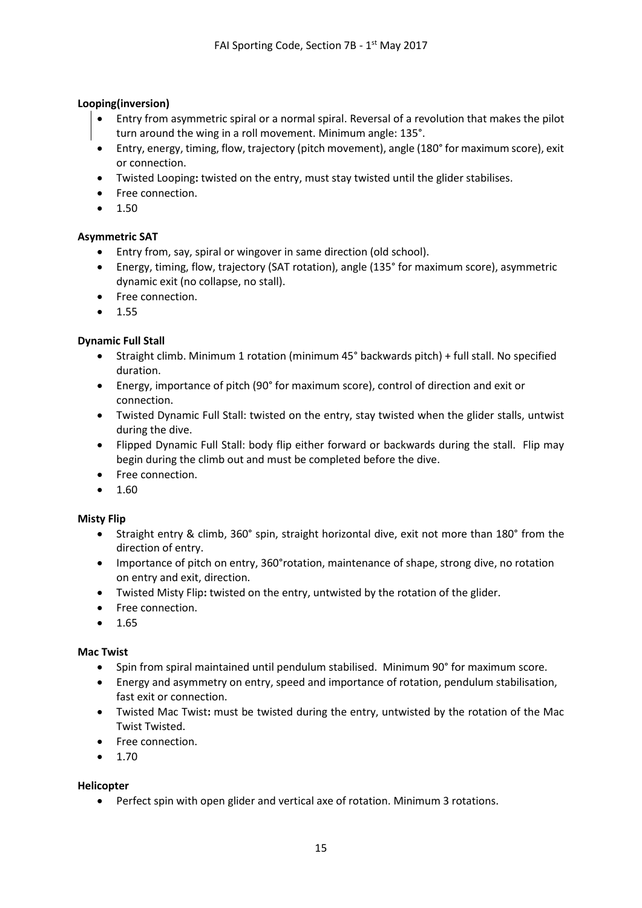**Looping(inversion)**

- Entry from asymmetric spiral or a normal spiral. Reversal of a revolution that makes the pilot turn around the wing in a roll movement. Minimum angle: 135°.
- Entry, energy, timing, flow, trajectory (pitch movement), angle (180° for maximum score), exit or connection.
- Twisted Looping**:** twisted on the entry, must stay twisted until the glider stabilises.
- Free connection.
- 1.50

**Asymmetric SAT**

- Entry from, say, spiral or wingover in same direction (old school).
- Energy, timing, flow, trajectory (SAT rotation), angle (135° for maximum score), asymmetric dynamic exit (no collapse, no stall).
- Free connection.
- 1.55

**Dynamic Full Stall**

- Straight climb. Minimum 1 rotation (minimum 45° backwards pitch) + full stall. No specified duration.
- Energy, importance of pitch (90° for maximum score), control of direction and exit or connection.
- Twisted Dynamic Full Stall: twisted on the entry, stay twisted when the glider stalls, untwist during the dive.
- Flipped Dynamic Full Stall: body flip either forward or backwards during the stall. Flip may begin during the climb out and must be completed before the dive.
- Free connection.
- 1.60

**Misty Flip**

- Straight entry & climb, 360° spin, straight horizontal dive, exit not more than 180° from the direction of entry.
- Importance of pitch on entry, 360°rotation, maintenance of shape, strong dive, no rotation on entry and exit, direction.
- Twisted Misty Flip**:** twisted on the entry, untwisted by the rotation of the glider.
- Free connection.
- 1.65

**Mac Twist**

- Spin from spiral maintained until pendulum stabilised. Minimum 90° for maximum score.
- Energy and asymmetry on entry, speed and importance of rotation, pendulum stabilisation, fast exit or connection.
- Twisted Mac Twist**:** must be twisted during the entry, untwisted by the rotation of the Mac Twist Twisted.
- Free connection.
- 1.70

**Helicopter**

- Perfect spin with open glider and vertical axe of rotation. Minimum 3 rotations.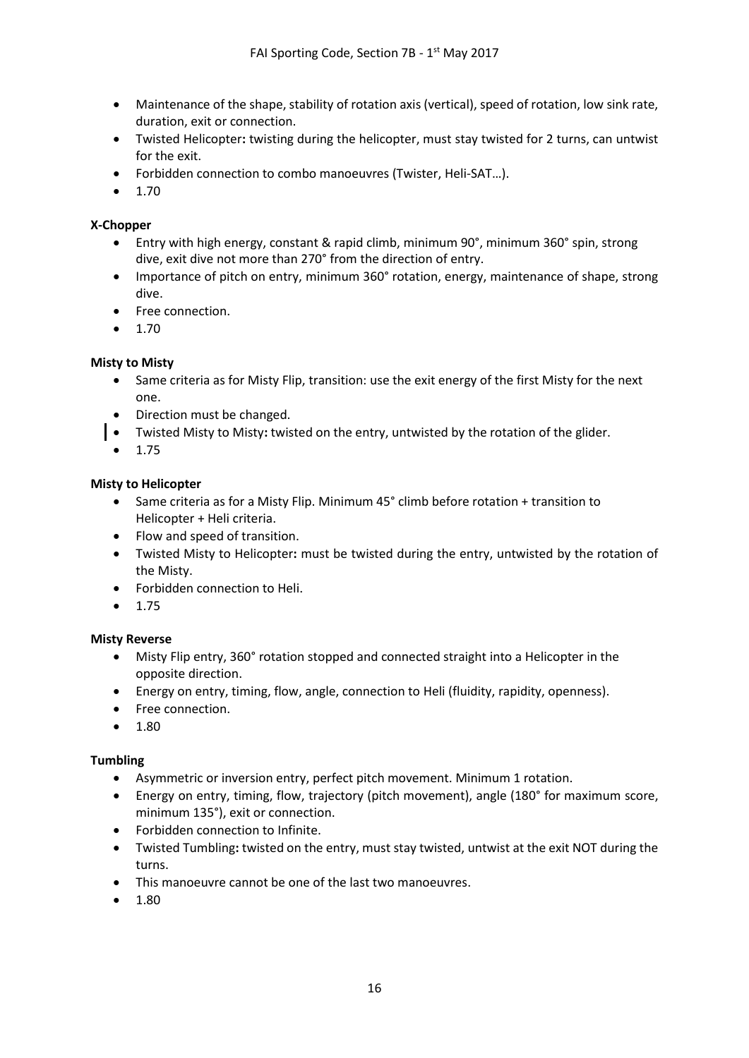- Maintenance of the shape, stability of rotation axis (vertical), speed of rotation, low sink rate, duration, exit or connection.
- Twisted Helicopter**:** twisting during the helicopter, must stay twisted for 2 turns, can untwist for the exit.
- Forbidden connection to combo manoeuvres (Twister, Heli-SAT…).
- 1.70

**X-Chopper**

- Entry with high energy, constant & rapid climb, minimum 90°, minimum 360° spin, strong dive, exit dive not more than 270° from the direction of entry.
- Importance of pitch on entry, minimum 360° rotation, energy, maintenance of shape, strong dive.
- Free connection.
- 1.70

**Misty to Misty**

- Same criteria as for Misty Flip, transition: use the exit energy of the first Misty for the next one.
- Direction must be changed.
- Twisted Misty to Misty**:** twisted on the entry, untwisted by the rotation of the glider.
- 1.75

**Misty to Helicopter**

- Same criteria as for a Misty Flip. Minimum 45° climb before rotation + transition to Helicopter + Heli criteria.
- Flow and speed of transition.
- Twisted Misty to Helicopter**:** must be twisted during the entry, untwisted by the rotation of the Misty.
- Forbidden connection to Heli.
- 1.75

**Misty Reverse**

- Misty Flip entry, 360° rotation stopped and connected straight into a Helicopter in the opposite direction.
- Energy on entry, timing, flow, angle, connection to Heli (fluidity, rapidity, openness).
- Free connection.
- 1.80

**Tumbling**

- Asymmetric or inversion entry, perfect pitch movement. Minimum 1 rotation.
- Energy on entry, timing, flow, trajectory (pitch movement), angle (180° for maximum score, minimum 135°), exit or connection.
- Forbidden connection to Infinite.
- Twisted Tumbling**:** twisted on the entry, must stay twisted, untwist at the exit NOT during the turns.
- This manoeuvre cannot be one of the last two manoeuvres.
- 1.80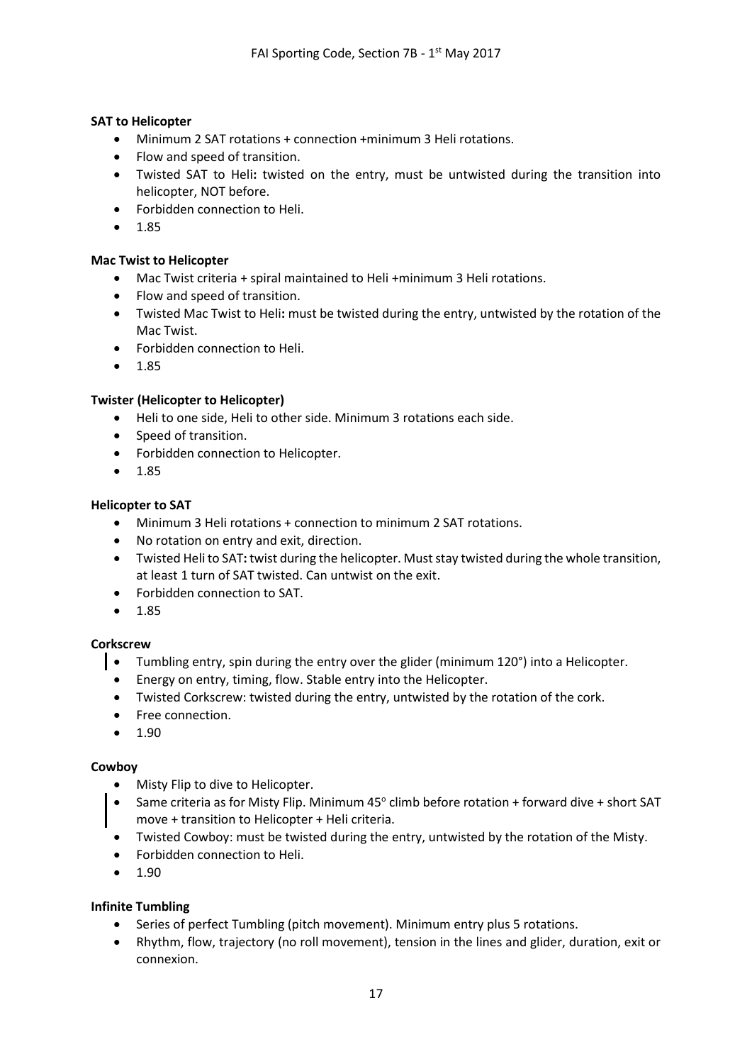**SAT to Helicopter**

- Minimum 2 SAT rotations + connection +minimum 3 Heli rotations.
- Flow and speed of transition.
- Twisted SAT to Heli**:** twisted on the entry, must be untwisted during the transition into helicopter, NOT before.
- Forbidden connection to Heli.
- 1.85

**Mac Twist to Helicopter**

- Mac Twist criteria + spiral maintained to Heli +minimum 3 Heli rotations.
- Flow and speed of transition.
- Twisted Mac Twist to Heli**:** must be twisted during the entry, untwisted by the rotation of the Mac Twist.
- Forbidden connection to Heli.
- 1.85

**Twister (Helicopter to Helicopter)**

- Heli to one side, Heli to other side. Minimum 3 rotations each side.
- Speed of transition.
- Forbidden connection to Helicopter.
- 1.85

**Helicopter to SAT**

- Minimum 3 Heli rotations + connection to minimum 2 SAT rotations.
- No rotation on entry and exit, direction.
- Twisted Heli to SAT**:** twist during the helicopter. Must stay twisted during the whole transition, at least 1 turn of SAT twisted. Can untwist on the exit.
- Forbidden connection to SAT.
- 1.85

**Corkscrew**

- Tumbling entry, spin during the entry over the glider (minimum 120°) into a Helicopter.
- Energy on entry, timing, flow. Stable entry into the Helicopter.
- Twisted Corkscrew: twisted during the entry, untwisted by the rotation of the cork.
- Free connection.
- 1.90

**Cowboy**

- Misty Flip to dive to Helicopter.
- Same criteria as for Misty Flip. Minimum 45° climb before rotation + forward dive + short SAT move + transition to Helicopter + Heli criteria.
- Twisted Cowboy: must be twisted during the entry, untwisted by the rotation of the Misty.
- Forbidden connection to Heli.
- 1.90

**Infinite Tumbling**

- Series of perfect Tumbling (pitch movement). Minimum entry plus 5 rotations.
- Rhythm, flow, trajectory (no roll movement), tension in the lines and glider, duration, exit or connexion.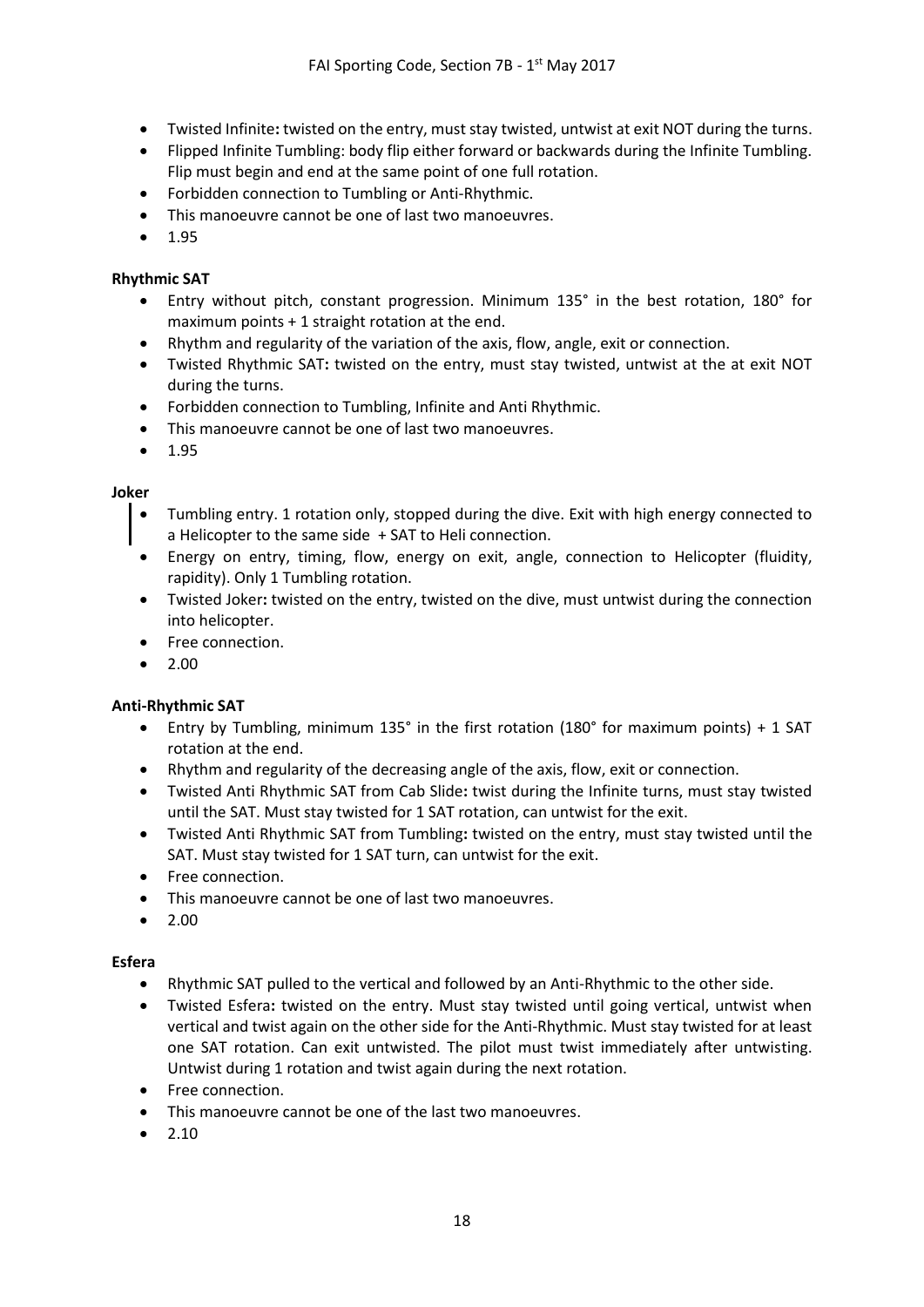- Twisted Infinite**:** twisted on the entry, must stay twisted, untwist at exit NOT during the turns.
- Flipped Infinite Tumbling: body flip either forward or backwards during the Infinite Tumbling. Flip must begin and end at the same point of one full rotation.
- Forbidden connection to Tumbling or Anti-Rhythmic.
- This manoeuvre cannot be one of last two manoeuvres.
- 1.95

**Rhythmic SAT**

- Entry without pitch, constant progression. Minimum 135° in the best rotation, 180° for maximum points + 1 straight rotation at the end.
- Rhythm and regularity of the variation of the axis, flow, angle, exit or connection.
- Twisted Rhythmic SAT**:** twisted on the entry, must stay twisted, untwist at the at exit NOT during the turns.
- Forbidden connection to Tumbling, Infinite and Anti Rhythmic.
- This manoeuvre cannot be one of last two manoeuvres.
- 1.95

**Joker**

- Tumbling entry. 1 rotation only, stopped during the dive. Exit with high energy connected to a Helicopter to the same side + SAT to Heli connection.
- Energy on entry, timing, flow, energy on exit, angle, connection to Helicopter (fluidity, rapidity). Only 1 Tumbling rotation.
- Twisted Joker**:** twisted on the entry, twisted on the dive, must untwist during the connection into helicopter.
- Free connection.
- 2.00

**Anti-Rhythmic SAT**

- Entry by Tumbling, minimum 135° in the first rotation (180° for maximum points) + 1 SAT rotation at the end.
- Rhythm and regularity of the decreasing angle of the axis, flow, exit or connection.
- Twisted Anti Rhythmic SAT from Cab Slide**:** twist during the Infinite turns, must stay twisted until the SAT. Must stay twisted for 1 SAT rotation, can untwist for the exit.
- Twisted Anti Rhythmic SAT from Tumbling**:** twisted on the entry, must stay twisted until the SAT. Must stay twisted for 1 SAT turn, can untwist for the exit.
- Free connection.
- This manoeuvre cannot be one of last two manoeuvres.
- 2.00

**Esfera**

- Rhythmic SAT pulled to the vertical and followed by an Anti-Rhythmic to the other side.
- Twisted Esfera**:** twisted on the entry. Must stay twisted until going vertical, untwist when vertical and twist again on the other side for the Anti-Rhythmic. Must stay twisted for at least one SAT rotation. Can exit untwisted. The pilot must twist immediately after untwisting. Untwist during 1 rotation and twist again during the next rotation.
- Free connection.
- This manoeuvre cannot be one of the last two manoeuvres.
- 2.10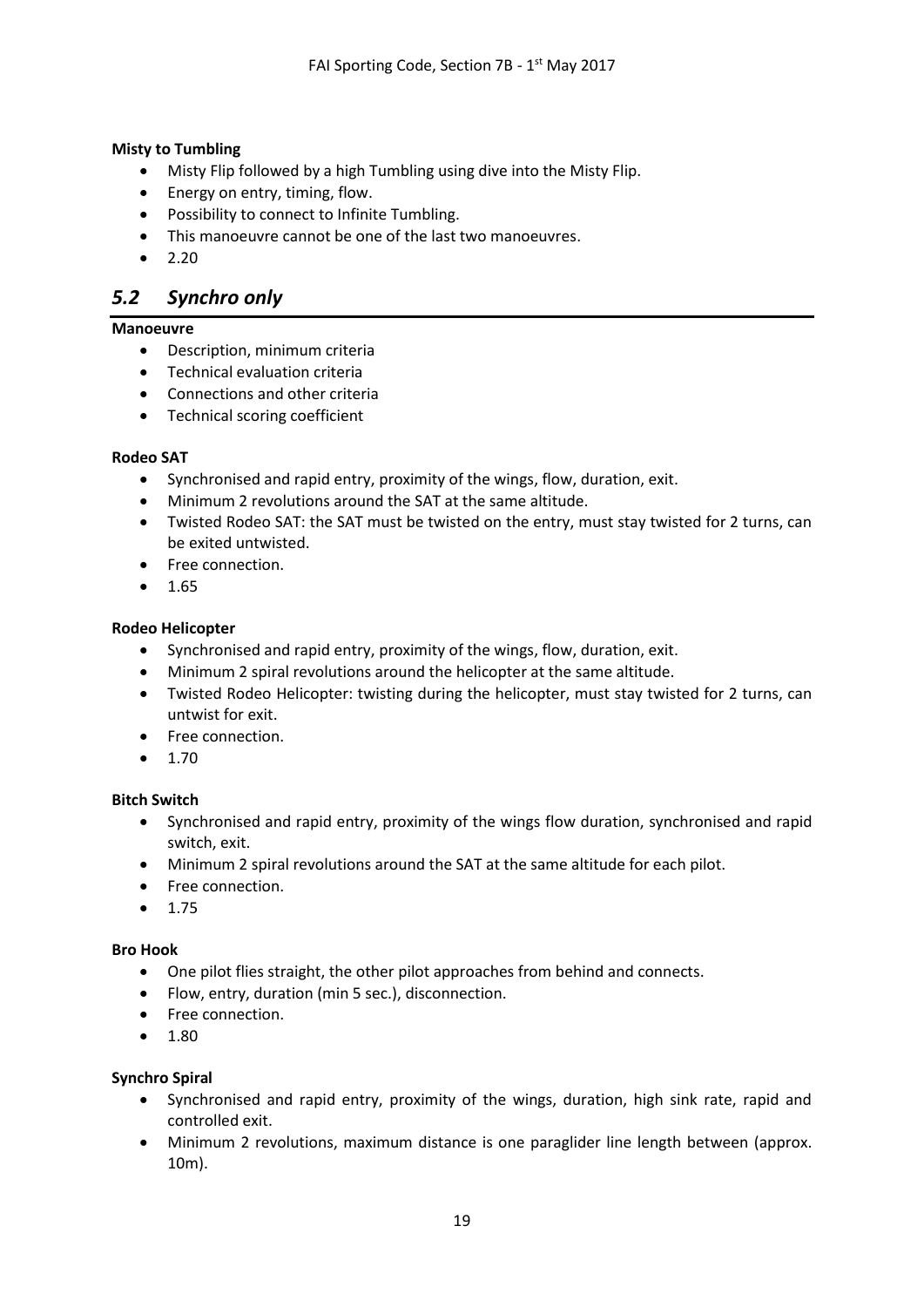**Misty to Tumbling**

- Misty Flip followed by a high Tumbling using dive into the Misty Flip.
- Energy on entry, timing, flow.
- Possibility to connect to Infinite Tumbling.
- This manoeuvre cannot be one of the last two manoeuvres.
- 2.20

## *5.2 Synchro only*

**Manoeuvre**

- Description, minimum criteria
- Technical evaluation criteria
- Connections and other criteria
- Technical scoring coefficient

**Rodeo SAT**

- Synchronised and rapid entry, proximity of the wings, flow, duration, exit.
- Minimum 2 revolutions around the SAT at the same altitude.
- Twisted Rodeo SAT: the SAT must be twisted on the entry, must stay twisted for 2 turns, can be exited untwisted.
- Free connection.
- 1.65

**Rodeo Helicopter**

- Synchronised and rapid entry, proximity of the wings, flow, duration, exit.
- Minimum 2 spiral revolutions around the helicopter at the same altitude.
- Twisted Rodeo Helicopter: twisting during the helicopter, must stay twisted for 2 turns, can untwist for exit.
- Free connection.
- 1.70

**Bitch Switch**

- Synchronised and rapid entry, proximity of the wings flow duration, synchronised and rapid switch, exit.
- Minimum 2 spiral revolutions around the SAT at the same altitude for each pilot.
- Free connection.
- 1.75

**Bro Hook**

- One pilot flies straight, the other pilot approaches from behind and connects.
- Flow, entry, duration (min 5 sec.), disconnection.
- Free connection.
- 1.80

**Synchro Spiral**

- Synchronised and rapid entry, proximity of the wings, duration, high sink rate, rapid and controlled exit.
- Minimum 2 revolutions, maximum distance is one paraglider line length between (approx. 10m).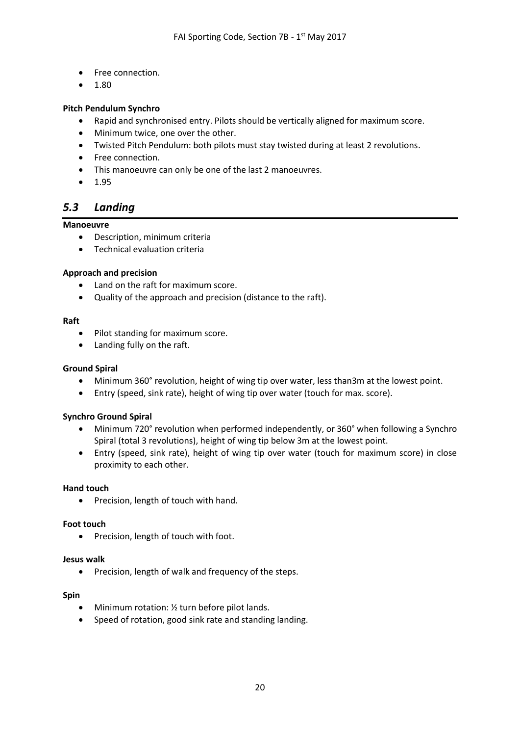- Free connection.
- 1.80

**Pitch Pendulum Synchro**

- Rapid and synchronised entry. Pilots should be vertically aligned for maximum score.
- Minimum twice, one over the other.
- Twisted Pitch Pendulum: both pilots must stay twisted during at least 2 revolutions.
- Free connection.
- This manoeuvre can only be one of the last 2 manoeuvres.
- 1.95

## *5.3 Landing*

**Manoeuvre**

- Description, minimum criteria
- Technical evaluation criteria

**Approach and precision**

- Land on the raft for maximum score.
- Quality of the approach and precision (distance to the raft).

**Raft**

- Pilot standing for maximum score.
- Landing fully on the raft.

**Ground Spiral**

- Minimum 360° revolution, height of wing tip over water, less than3m at the lowest point.
- Entry (speed, sink rate), height of wing tip over water (touch for max. score).

**Synchro Ground Spiral**

- Minimum 720° revolution when performed independently, or 360° when following a Synchro Spiral (total 3 revolutions), height of wing tip below 3m at the lowest point.
- Entry (speed, sink rate), height of wing tip over water (touch for maximum score) in close proximity to each other.

**Hand touch**

- Precision, length of touch with hand.

**Foot touch**

- Precision, length of touch with foot.

**Jesus walk**

- Precision, length of walk and frequency of the steps.

**Spin**

- Minimum rotation: ½ turn before pilot lands.
- Speed of rotation, good sink rate and standing landing.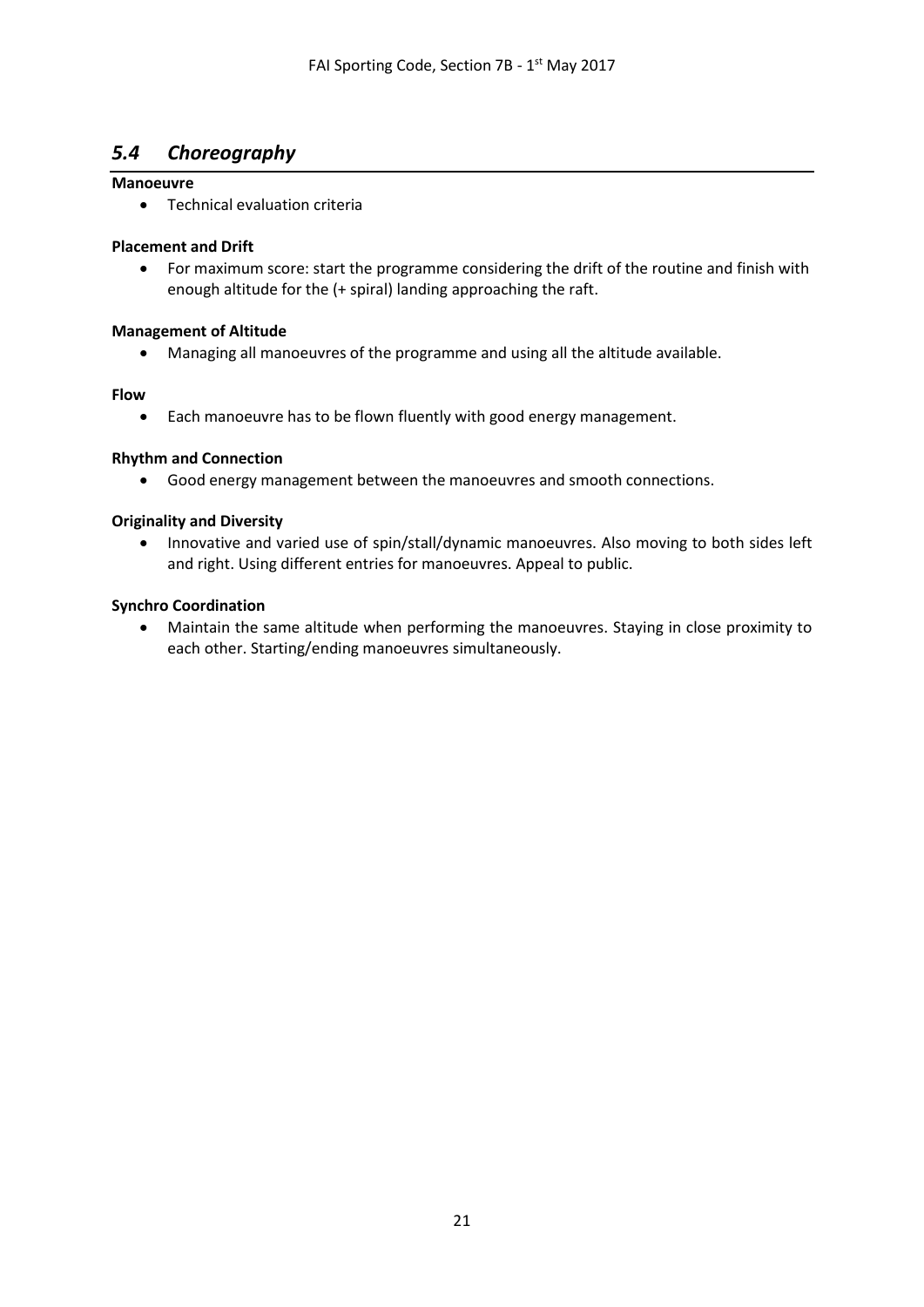## *5.4 Choreography*

**Manoeuvre**

- Technical evaluation criteria

**Placement and Drift**

- For maximum score: start the programme considering the drift of the routine and finish with enough altitude for the (+ spiral) landing approaching the raft.

**Management of Altitude**

- Managing all manoeuvres of the programme and using all the altitude available.

**Flow**

- Each manoeuvre has to be flown fluently with good energy management.

**Rhythm and Connection**

- Good energy management between the manoeuvres and smooth connections.

**Originality and Diversity**

- Innovative and varied use of spin/stall/dynamic manoeuvres. Also moving to both sides left and right. Using different entries for manoeuvres. Appeal to public.

**Synchro Coordination**

- Maintain the same altitude when performing the manoeuvres. Staying in close proximity to each other. Starting/ending manoeuvres simultaneously.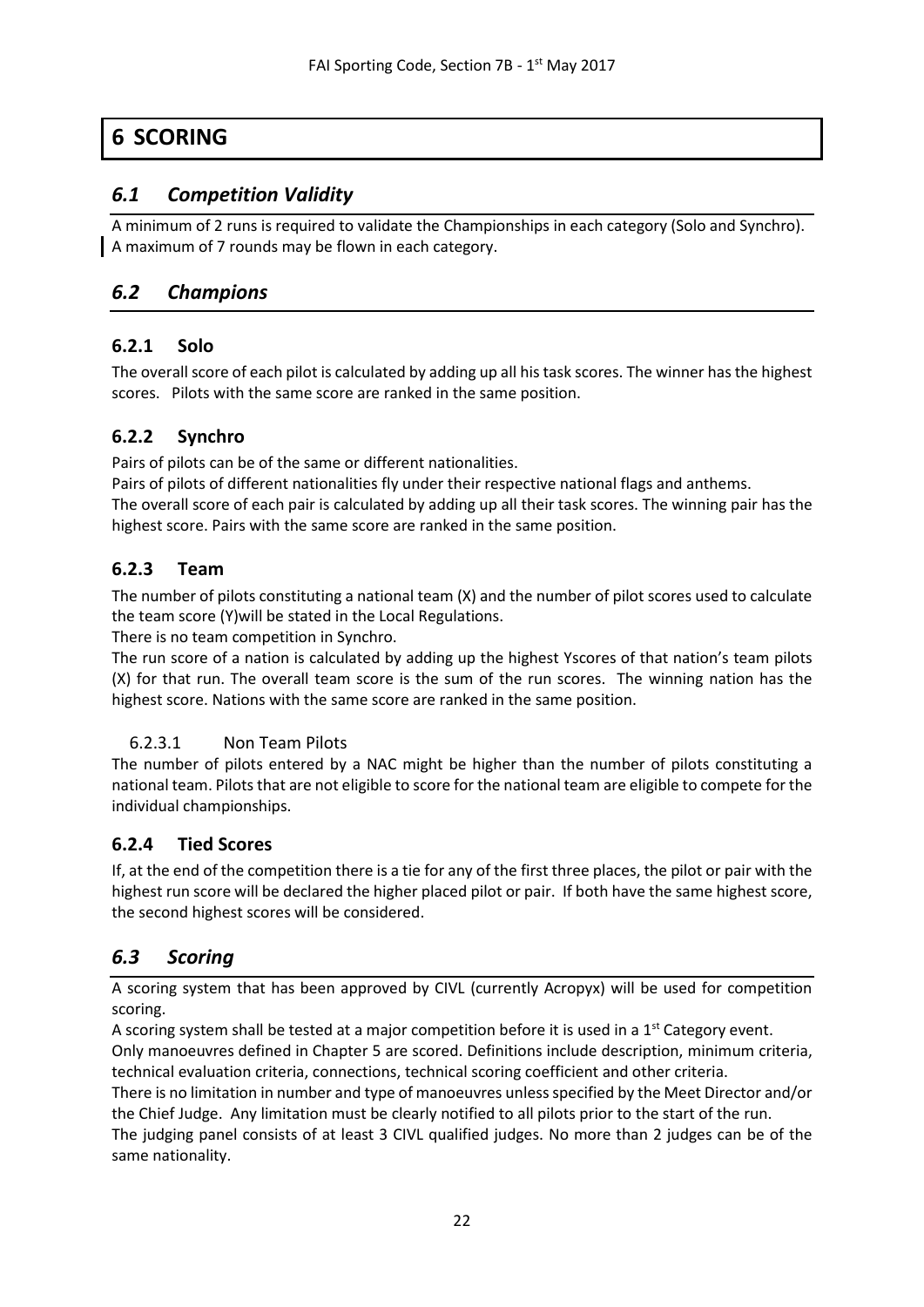# 6 SCORING

## 6.1 *Competition Validity*

A minimum of 2 runs is required to validate the Championships in each category (Solo and Synchro). A maximum of 7 rounds may be flown in each category.

## 6.2 *Champions*

### 6.2.1 Solo

The overall score of each pilot is calculated by adding up all his task scores. The winner has the highest scores. Pilots with the same score are ranked in the same position.

### 6.2.2 Synchro

Pairs of pilots can be of the same or different nationalities.

Pairs of pilots of different nationalities fly under their respective national flags and anthems.

The overall score of each pair is calculated by adding up all their task scores. The winning pair has the highest score. Pairs with the same score are ranked in the same position.

### 6.2.3 Team

The number of pilots constituting a national team (X) and the number of pilot scores used to calculate the team score (Y)will be stated in the Local Regulations.

There is no team competition in Synchro.

The run score of a nation is calculated by adding up the highest Yscores of that nation's team pilots (X) for that run. The overall team score is the sum of the run scores. The winning nation has the highest score. Nations with the same score are ranked in the same position.

#### 6.2.3.1 Non Team Pilots

The number of pilots entered by a NAC might be higher than the number of pilots constituting a national team. Pilots that are not eligible to score for the national team are eligible to compete for the individual championships.

### 6.2.4 Tied Scores

If, at the end of the competition there is a tie for any of the first three places, the pilot or pair with the highest run score will be declared the higher placed pilot or pair. If both have the same highest score, the second highest scores will be considered.

## 6.3 *Scoring*

A scoring system that has been approved by CIVL (currently Acropyx) will be used for competition scoring.

A scoring system shall be tested at a major competition before it is used in a 1st Category event.

Only manoeuvres defined in Chapter 5 are scored. Definitions include description, minimum criteria, technical evaluation criteria, connections, technical scoring coefficient and other criteria.

There is no limitation in number and type of manoeuvres unless specified by the Meet Director and/or the Chief Judge. Any limitation must be clearly notified to all pilots prior to the start of the run.

The judging panel consists of at least 3 CIVL qualified judges. No more than 2 judges can be of the same nationality.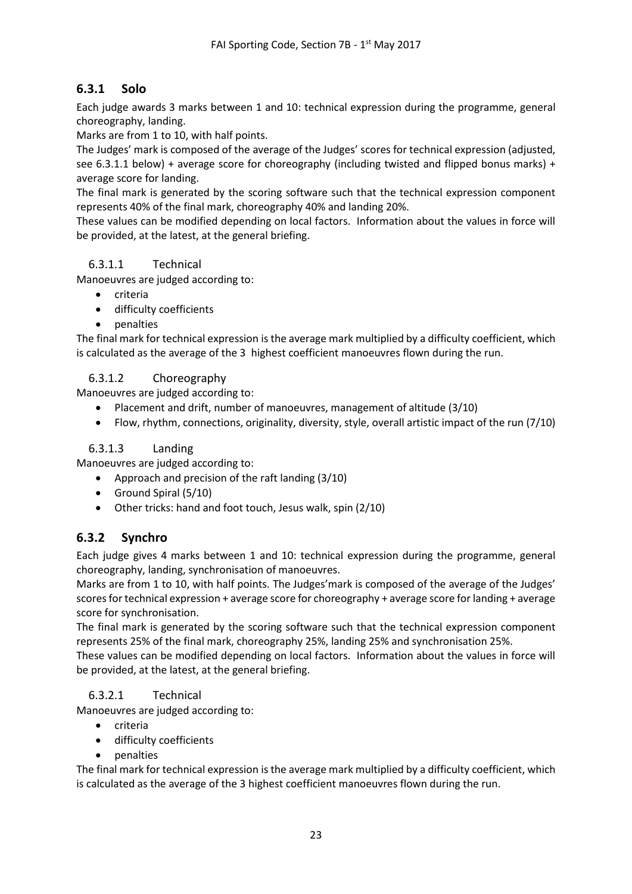### 6.3.1 Solo

Each judge awards 3 marks between 1 and 10: technical expression during the programme, general choreography, landing.

Marks are from 1 to 10, with half points.

The Judges' mark is composed of the average of the Judges' scores for technical expression (adjusted, see 6.3.1.1 below) + average score for choreography (including twisted and flipped bonus marks) + average score for landing.

The final mark is generated by the scoring software such that the technical expression component represents 40% of the final mark, choreography 40% and landing 20%.

These values can be modified depending on local factors. Information about the values in force will be provided, at the latest, at the general briefing.

#### 6.3.1.1 Technical

Manoeuvres are judged according to:

- criteria
- difficulty coefficients
- penalties

The final mark for technical expression is the average mark multiplied by a difficulty coefficient, which is calculated as the average of the 3 highest coefficient manoeuvres flown during the run.

#### 6.3.1.2 Choreography

Manoeuvres are judged according to:

- Placement and drift, number of manoeuvres, management of altitude (3/10)
- Flow, rhythm, connections, originality, diversity, style, overall artistic impact of the run (7/10)

#### 6.3.1.3 Landing

Manoeuvres are judged according to:

- Approach and precision of the raft landing (3/10)
- Ground Spiral (5/10)
- Other tricks: hand and foot touch, Jesus walk, spin (2/10)

### 6.3.2 Synchro

Each judge gives 4 marks between 1 and 10: technical expression during the programme, general choreography, landing, synchronisation of manoeuvres.

Marks are from 1 to 10, with half points. The Judges'mark is composed of the average of the Judges' scores for technical expression + average score for choreography + average score for landing + average score for synchronisation.

The final mark is generated by the scoring software such that the technical expression component represents 25% of the final mark, choreography 25%, landing 25% and synchronisation 25%.

These values can be modified depending on local factors. Information about the values in force will be provided, at the latest, at the general briefing.

#### 6.3.2.1 Technical

Manoeuvres are judged according to:

- criteria
- difficulty coefficients
- penalties

The final mark for technical expression is the average mark multiplied by a difficulty coefficient, which is calculated as the average of the 3 highest coefficient manoeuvres flown during the run.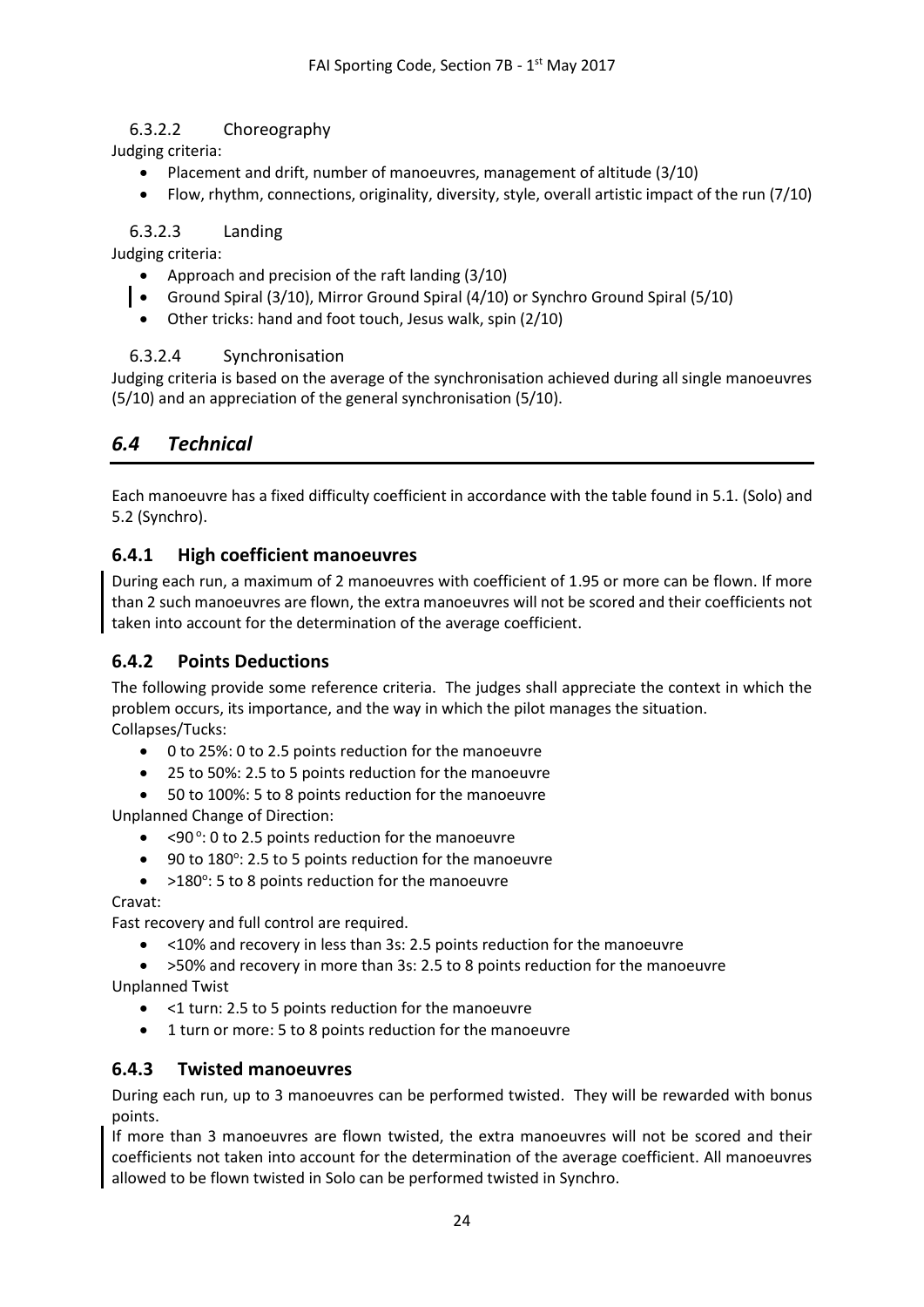#### 6.3.2.2 Choreography

Judging criteria:

- Placement and drift, number of manoeuvres, management of altitude (3/10)
- Flow, rhythm, connections, originality, diversity, style, overall artistic impact of the run (7/10)

#### 6.3.2.3 Landing

Judging criteria:

- Approach and precision of the raft landing (3/10)
- Ground Spiral (3/10), Mirror Ground Spiral (4/10) or Synchro Ground Spiral (5/10)
- Other tricks: hand and foot touch, Jesus walk, spin (2/10)

#### 6.3.2.4 Synchronisation

Judging criteria is based on the average of the synchronisation achieved during all single manoeuvres (5/10) and an appreciation of the general synchronisation (5/10).

## *6.4 Technical*

Each manoeuvre has a fixed difficulty coefficient in accordance with the table found in 5.1. (Solo) and 5.2 (Synchro).

### 6.4.1 High coefficient manoeuvres

During each run, a maximum of 2 manoeuvres with coefficient of 1.95 or more can be flown. If more than 2 such manoeuvres are flown, the extra manoeuvres will not be scored and their coefficients not taken into account for the determination of the average coefficient.

### 6.4.2 Points Deductions

The following provide some reference criteria. The judges shall appreciate the context in which the problem occurs, its importance, and the way in which the pilot manages the situation.

Collapses/Tucks:

- 0 to 25%: 0 to 2.5 points reduction for the manoeuvre
- 25 to 50%: 2.5 to 5 points reduction for the manoeuvre
- 50 to 100%: 5 to 8 points reduction for the manoeuvre

Unplanned Change of Direction:

- <90°: 0 to 2.5 points reduction for the manoeuvre
- 90 to 180°: 2.5 to 5 points reduction for the manoeuvre
- >180°: 5 to 8 points reduction for the manoeuvre

Cravat:

Fast recovery and full control are required.

- <10% and recovery in less than 3s: 2.5 points reduction for the manoeuvre
- >50% and recovery in more than 3s: 2.5 to 8 points reduction for the manoeuvre

Unplanned Twist

- <1 turn: 2.5 to 5 points reduction for the manoeuvre
- 1 turn or more: 5 to 8 points reduction for the manoeuvre

### 6.4.3 Twisted manoeuvres

During each run, up to 3 manoeuvres can be performed twisted. They will be rewarded with bonus points.

If more than 3 manoeuvres are flown twisted, the extra manoeuvres will not be scored and their coefficients not taken into account for the determination of the average coefficient. All manoeuvres allowed to be flown twisted in Solo can be performed twisted in Synchro.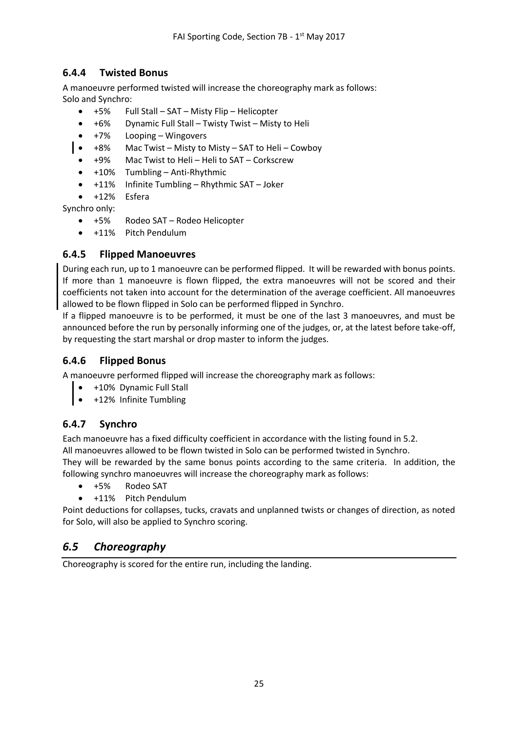### 6.4.4 Twisted Bonus

A manoeuvre performed twisted will increase the choreography mark as follows:
Solo and Synchro:

- +5% Full Stall – SAT – Misty Flip – Helicopter
- +6% Dynamic Full Stall – Twisty Twist – Misty to Heli
- +7% Looping – Wingovers
- +8% Mac Twist – Misty to Misty – SAT to Heli – Cowboy
- +9% Mac Twist to Heli – Heli to SAT – Corkscrew
- +10% Tumbling – Anti-Rhythmic
- +11% Infinite Tumbling – Rhythmic SAT – Joker
- +12% Esfera

Synchro only:

- +5% Rodeo SAT – Rodeo Helicopter
- +11% Pitch Pendulum

### 6.4.5 Flipped Manoeuvres

During each run, up to 1 manoeuvre can be performed flipped. It will be rewarded with bonus points. If more than 1 manoeuvre is flown flipped, the extra manoeuvres will not be scored and their coefficients not taken into account for the determination of the average coefficient. All manoeuvres allowed to be flown flipped in Solo can be performed flipped in Synchro.

If a flipped manoeuvre is to be performed, it must be one of the last 3 manoeuvres, and must be announced before the run by personally informing one of the judges, or, at the latest before take-off, by requesting the start marshal or drop master to inform the judges.

### 6.4.6 Flipped Bonus

A manoeuvre performed flipped will increase the choreography mark as follows:

- +10% Dynamic Full Stall
- +12% Infinite Tumbling

### 6.4.7 Synchro

Each manoeuvre has a fixed difficulty coefficient in accordance with the listing found in 5.2.
All manoeuvres allowed to be flown twisted in Solo can be performed twisted in Synchro.
They will be rewarded by the same bonus points according to the same criteria. In addition, the following synchro manoeuvres will increase the choreography mark as follows:

- +5% Rodeo SAT
- +11% Pitch Pendulum

Point deductions for collapses, tucks, cravats and unplanned twists or changes of direction, as noted for Solo, will also be applied to Synchro scoring.

## *6.5 Choreography*

Choreography is scored for the entire run, including the landing.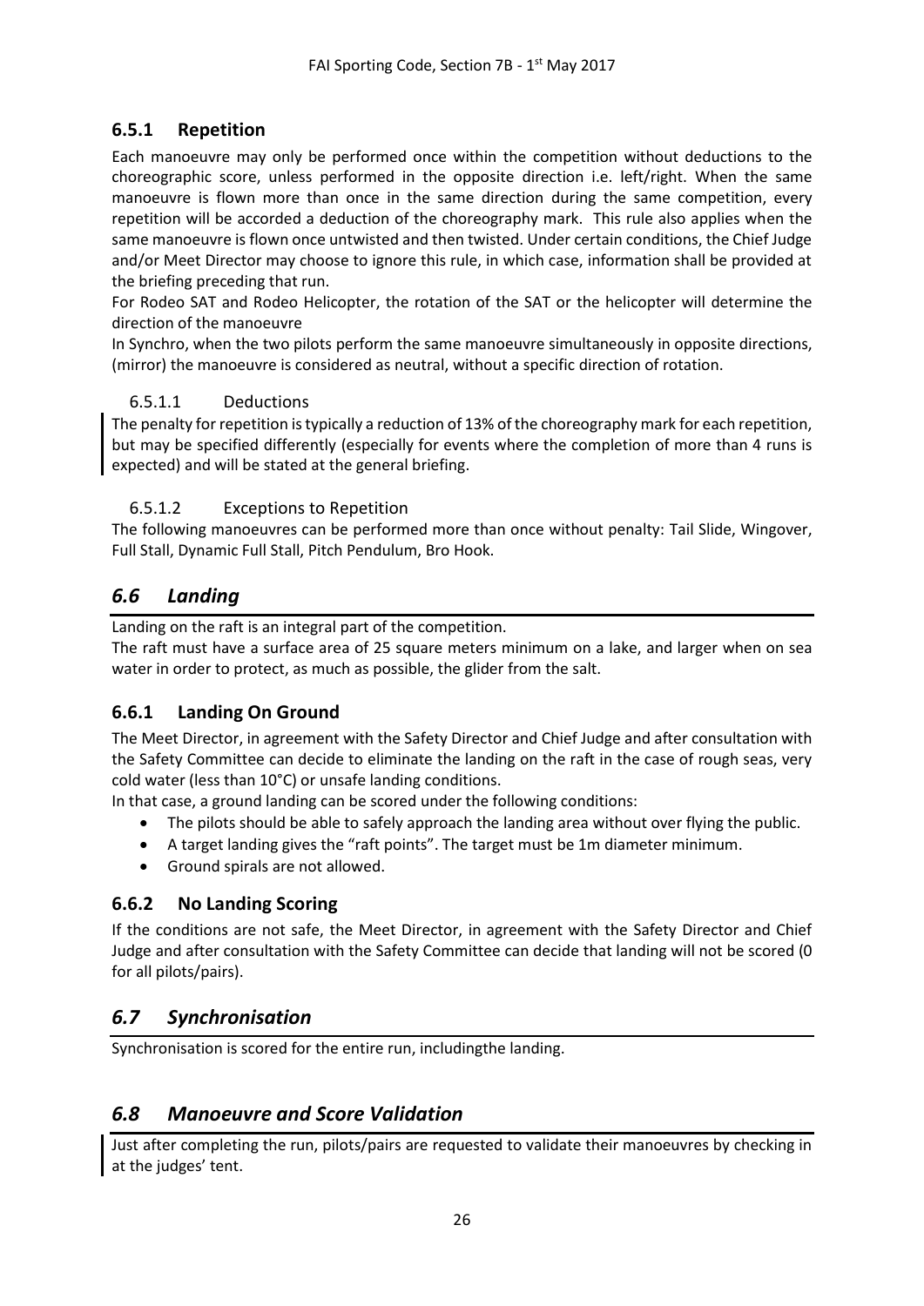### 6.5.1 Repetition

Each manoeuvre may only be performed once within the competition without deductions to the choreographic score, unless performed in the opposite direction i.e. left/right. When the same manoeuvre is flown more than once in the same direction during the same competition, every repetition will be accorded a deduction of the choreography mark. This rule also applies when the same manoeuvre is flown once untwisted and then twisted. Under certain conditions, the Chief Judge and/or Meet Director may choose to ignore this rule, in which case, information shall be provided at the briefing preceding that run.

For Rodeo SAT and Rodeo Helicopter, the rotation of the SAT or the helicopter will determine the direction of the manoeuvre

In Synchro, when the two pilots perform the same manoeuvre simultaneously in opposite directions, (mirror) the manoeuvre is considered as neutral, without a specific direction of rotation.

#### 6.5.1.1 Deductions

The penalty for repetition is typically a reduction of 13% of the choreography mark for each repetition, but may be specified differently (especially for events where the completion of more than 4 runs is expected) and will be stated at the general briefing.

#### 6.5.1.2 Exceptions to Repetition

The following manoeuvres can be performed more than once without penalty: Tail Slide, Wingover, Full Stall, Dynamic Full Stall, Pitch Pendulum, Bro Hook.

## *6.6 Landing*

Landing on the raft is an integral part of the competition.

The raft must have a surface area of 25 square meters minimum on a lake, and larger when on sea water in order to protect, as much as possible, the glider from the salt.

### 6.6.1 Landing On Ground

The Meet Director, in agreement with the Safety Director and Chief Judge and after consultation with the Safety Committee can decide to eliminate the landing on the raft in the case of rough seas, very cold water (less than 10°C) or unsafe landing conditions.

In that case, a ground landing can be scored under the following conditions:

- The pilots should be able to safely approach the landing area without over flying the public.
- A target landing gives the "raft points". The target must be 1m diameter minimum.
- Ground spirals are not allowed.

### 6.6.2 No Landing Scoring

If the conditions are not safe, the Meet Director, in agreement with the Safety Director and Chief Judge and after consultation with the Safety Committee can decide that landing will not be scored (0 for all pilots/pairs).

## *6.7 Synchronisation*

Synchronisation is scored for the entire run, includingthe landing.

## *6.8 Manoeuvre and Score Validation*

Just after completing the run, pilots/pairs are requested to validate their manoeuvres by checking in at the judges' tent.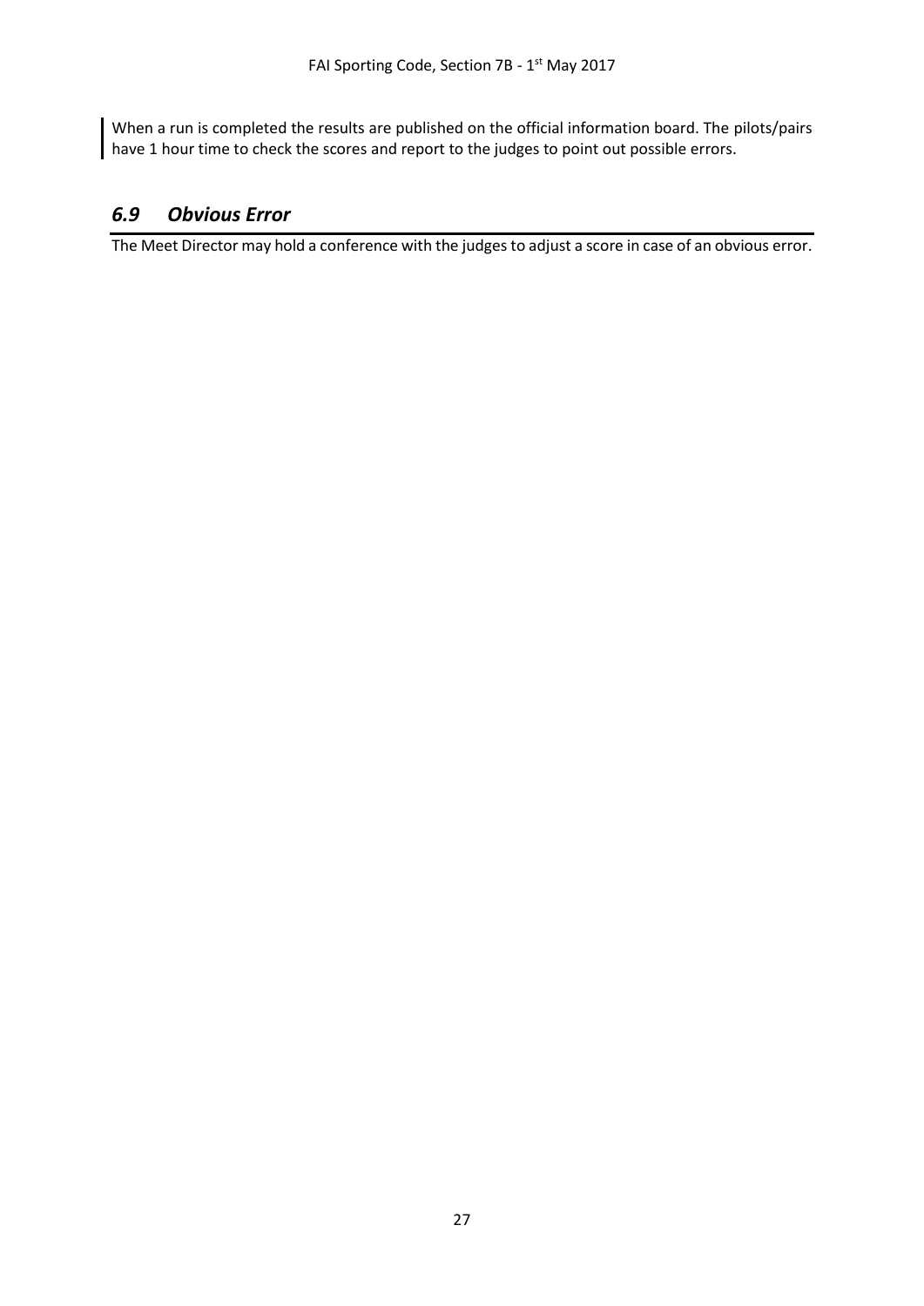When a run is completed the results are published on the official information board. The pilots/pairs have 1 hour time to check the scores and report to the judges to point out possible errors.

## *6.9 Obvious Error*

The Meet Director may hold a conference with the judges to adjust a score in case of an obvious error.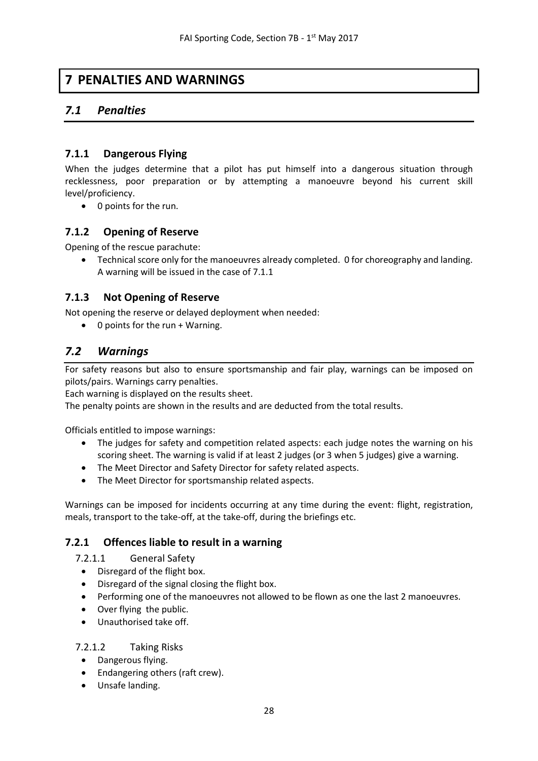# 7 PENALTIES AND WARNINGS

## *7.1 Penalties*

### 7.1.1 Dangerous Flying

When the judges determine that a pilot has put himself into a dangerous situation through recklessness, poor preparation or by attempting a manoeuvre beyond his current skill level/proficiency.

- 0 points for the run.

### 7.1.2 Opening of Reserve

Opening of the rescue parachute:

- Technical score only for the manoeuvres already completed. 0 for choreography and landing. A warning will be issued in the case of 7.1.1

### 7.1.3 Not Opening of Reserve

Not opening the reserve or delayed deployment when needed:

- 0 points for the run + Warning.

## *7.2 Warnings*

For safety reasons but also to ensure sportsmanship and fair play, warnings can be imposed on pilots/pairs. Warnings carry penalties.

Each warning is displayed on the results sheet.

The penalty points are shown in the results and are deducted from the total results.

Officials entitled to impose warnings:

- The judges for safety and competition related aspects: each judge notes the warning on his scoring sheet. The warning is valid if at least 2 judges (or 3 when 5 judges) give a warning.
- The Meet Director and Safety Director for safety related aspects.
- The Meet Director for sportsmanship related aspects.

Warnings can be imposed for incidents occurring at any time during the event: flight, registration, meals, transport to the take-off, at the take-off, during the briefings etc.

### 7.2.1 Offences liable to result in a warning

#### 7.2.1.1 General Safety

- Disregard of the flight box.
- Disregard of the signal closing the flight box.
- Performing one of the manoeuvres not allowed to be flown as one the last 2 manoeuvres.
- Over flying the public.
- Unauthorised take off.

#### 7.2.1.2 Taking Risks

- Dangerous flying.
- Endangering others (raft crew).
- Unsafe landing.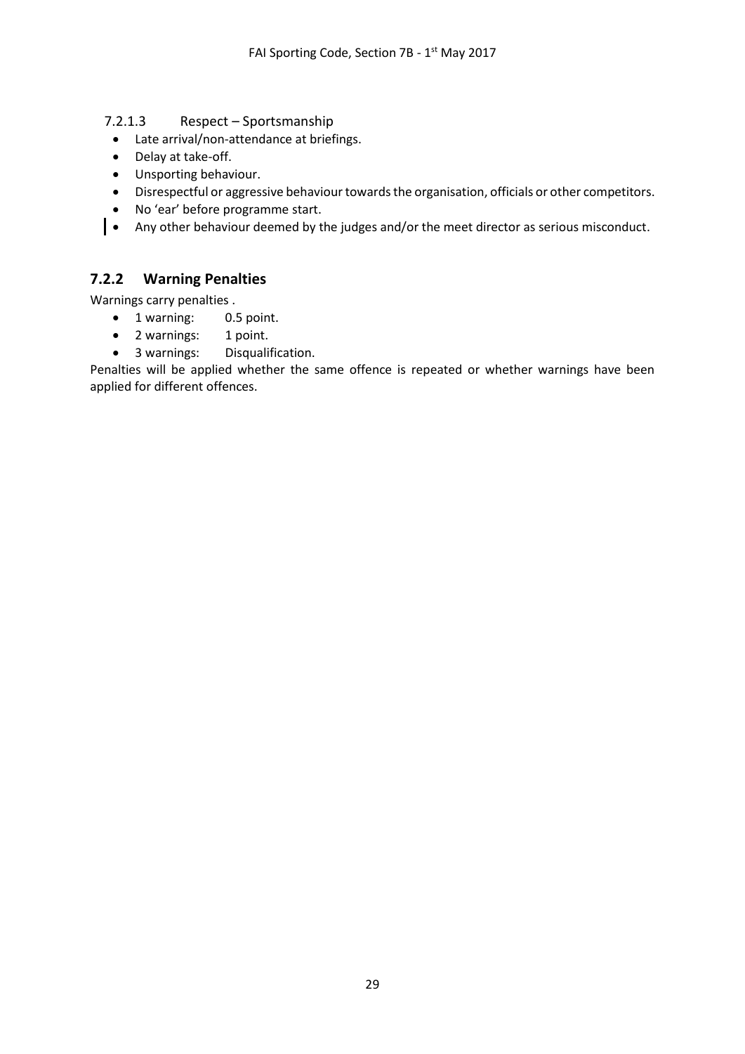#### 7.2.1.3 Respect – Sportsmanship

- Late arrival/non-attendance at briefings.
- Delay at take-off.
- Unsporting behaviour.
- Disrespectful or aggressive behaviour towards the organisation, officials or other competitors.
- No 'ear' before programme start.
- Any other behaviour deemed by the judges and/or the meet director as serious misconduct.

### 7.2.2 Warning Penalties

Warnings carry penalties .

- 1 warning: 0.5 point.
- 2 warnings: 1 point.
- 3 warnings: Disqualification.

Penalties will be applied whether the same offence is repeated or whether warnings have been applied for different offences.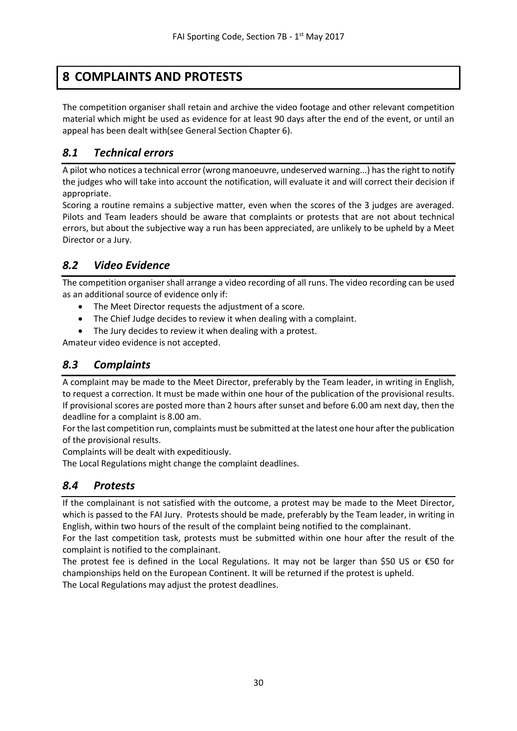# 8 COMPLAINTS AND PROTESTS

The competition organiser shall retain and archive the video footage and other relevant competition material which might be used as evidence for at least 90 days after the end of the event, or until an appeal has been dealt with(see General Section Chapter 6).

## *8.1 Technical errors*

A pilot who notices a technical error (wrong manoeuvre, undeserved warning...) has the right to notify the judges who will take into account the notification, will evaluate it and will correct their decision if appropriate.

Scoring a routine remains a subjective matter, even when the scores of the 3 judges are averaged. Pilots and Team leaders should be aware that complaints or protests that are not about technical errors, but about the subjective way a run has been appreciated, are unlikely to be upheld by a Meet Director or a Jury.

## *8.2 Video Evidence*

The competition organiser shall arrange a video recording of all runs. The video recording can be used as an additional source of evidence only if:

- The Meet Director requests the adjustment of a score.
- The Chief Judge decides to review it when dealing with a complaint.
- The Jury decides to review it when dealing with a protest.

Amateur video evidence is not accepted.

## *8.3 Complaints*

A complaint may be made to the Meet Director, preferably by the Team leader, in writing in English, to request a correction. It must be made within one hour of the publication of the provisional results. If provisional scores are posted more than 2 hours after sunset and before 6.00 am next day, then the deadline for a complaint is 8.00 am.

For the last competition run, complaints must be submitted at the latest one hour after the publication of the provisional results.

Complaints will be dealt with expeditiously.

The Local Regulations might change the complaint deadlines.

## *8.4 Protests*

If the complainant is not satisfied with the outcome, a protest may be made to the Meet Director, which is passed to the FAI Jury. Protests should be made, preferably by the Team leader, in writing in English, within two hours of the result of the complaint being notified to the complainant.

For the last competition task, protests must be submitted within one hour after the result of the complaint is notified to the complainant.

The protest fee is defined in the Local Regulations. It may not be larger than $50 US or €50 for championships held on the European Continent. It will be returned if the protest is upheld.

The Local Regulations may adjust the protest deadlines.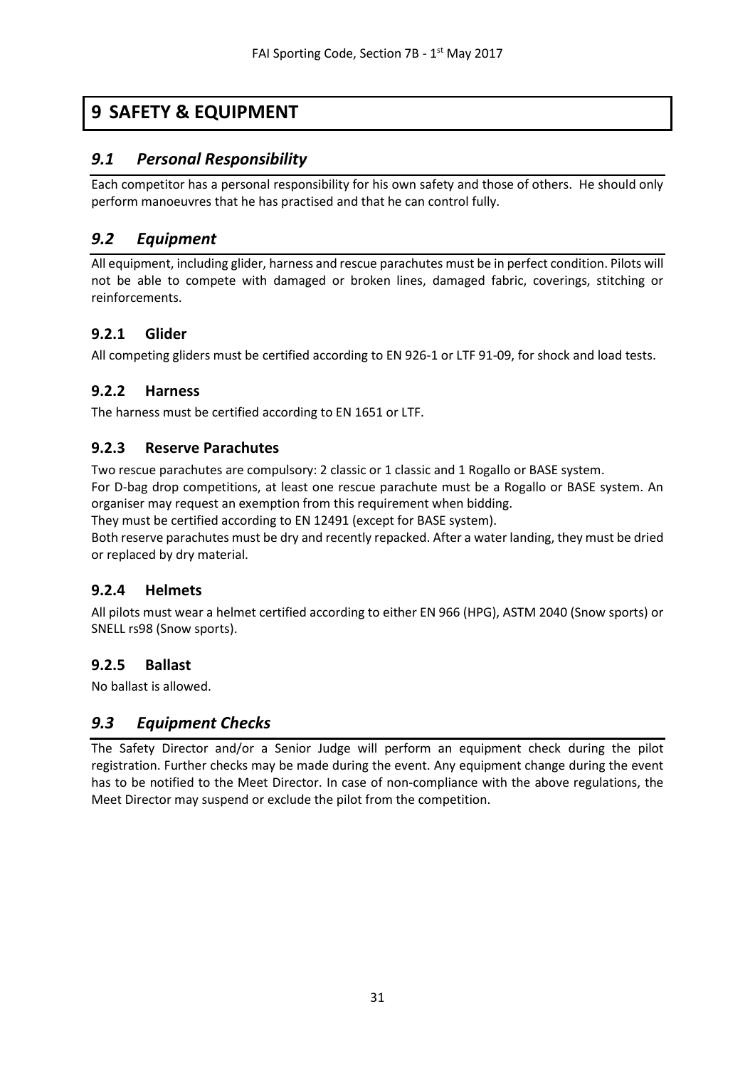# 9 SAFETY & EQUIPMENT

## *9.1 Personal Responsibility*

Each competitor has a personal responsibility for his own safety and those of others. He should only perform manoeuvres that he has practised and that he can control fully.

## *9.2 Equipment*

All equipment, including glider, harness and rescue parachutes must be in perfect condition. Pilots will not be able to compete with damaged or broken lines, damaged fabric, coverings, stitching or reinforcements.

### 9.2.1 Glider

All competing gliders must be certified according to EN 926-1 or LTF 91-09, for shock and load tests.

### 9.2.2 Harness

The harness must be certified according to EN 1651 or LTF.

### 9.2.3 Reserve Parachutes

Two rescue parachutes are compulsory: 2 classic or 1 classic and 1 Rogallo or BASE system.

For D-bag drop competitions, at least one rescue parachute must be a Rogallo or BASE system. An organiser may request an exemption from this requirement when bidding.

They must be certified according to EN 12491 (except for BASE system).

Both reserve parachutes must be dry and recently repacked. After a water landing, they must be dried or replaced by dry material.

### 9.2.4 Helmets

All pilots must wear a helmet certified according to either EN 966 (HPG), ASTM 2040 (Snow sports) or SNELL rs98 (Snow sports).

### 9.2.5 Ballast

No ballast is allowed.

## *9.3 Equipment Checks*

The Safety Director and/or a Senior Judge will perform an equipment check during the pilot registration. Further checks may be made during the event. Any equipment change during the event has to be notified to the Meet Director. In case of non-compliance with the above regulations, the Meet Director may suspend or exclude the pilot from the competition.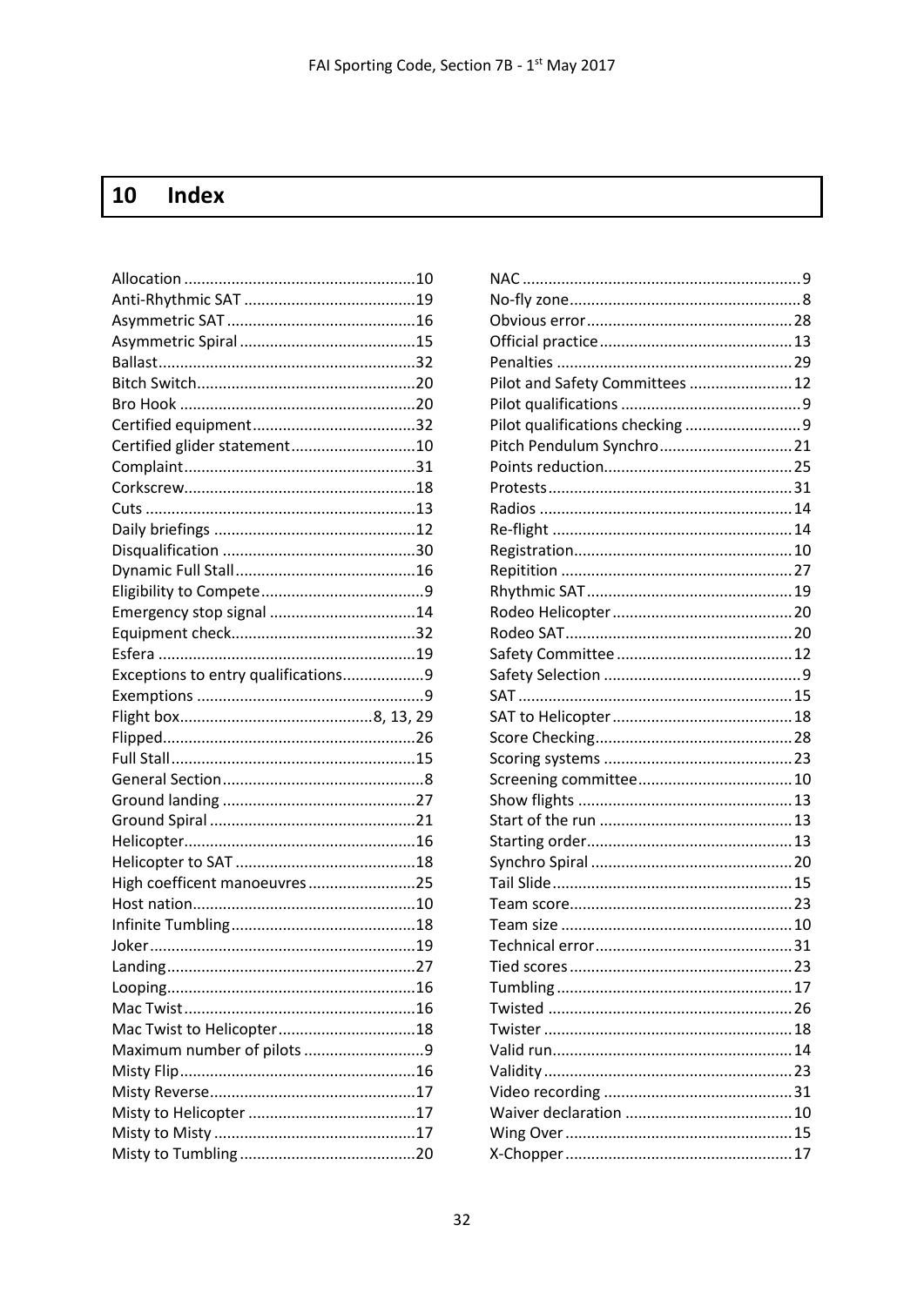# 10 Index

Allocation ......................................................10
Anti-Rhythmic SAT ........................................19
Asymmetric SAT ............................................16
Asymmetric Spiral .........................................15
Ballast............................................................32
Bitch Switch...................................................20
Bro Hook .......................................................20
Certified equipment......................................32
Certified glider statement.............................10
Complaint......................................................31
Corkscrew......................................................18
Cuts ...............................................................13
Daily briefings ...............................................12
Disqualification .............................................30
Dynamic Full Stall..........................................16
Eligibility to Compete......................................9
Emergency stop signal ..................................14
Equipment check...........................................32
Esfera ............................................................19
Exceptions to entry qualifications...................9
Exemptions .....................................................9
Flight box............................................8, 13, 29
Flipped...........................................................26
Full Stall.........................................................15
General Section...............................................8
Ground landing .............................................27
Ground Spiral ................................................21
Helicopter......................................................16
Helicopter to SAT ..........................................18
High coefficent manoeuvres.........................25
Host nation....................................................10
Infinite Tumbling...........................................18
Joker..............................................................19
Landing..........................................................27
Looping..........................................................16
Mac Twist......................................................16
Mac Twist to Helicopter................................18
Maximum number of pilots ............................9
Misty Flip.......................................................16
Misty Reverse................................................17
Misty to Helicopter .......................................17
Misty to Misty ...............................................17
Misty to Tumbling .........................................20
NAC ................................................................9
No-fly zone......................................................8
Obvious error................................................28
Official practice.............................................13
Penalties .......................................................29
Pilot and Safety Committees ........................12
Pilot qualifications ..........................................9
Pilot qualifications checking ...........................9
Pitch Pendulum Synchro...............................21
Points reduction............................................25
Protests.........................................................31
Radios ...........................................................14
Re-flight ........................................................14
Registration...................................................10
Repitition ......................................................27
Rhythmic SAT................................................19
Rodeo Helicopter..........................................20
Rodeo SAT.....................................................20
Safety Committee .........................................12
Safety Selection ..............................................9
SAT ................................................................15
SAT to Helicopter..........................................18
Score Checking..............................................28
Scoring systems ............................................23
Screening committee....................................10
Show flights ..................................................13
Start of the run .............................................13
Starting order................................................13
Synchro Spiral ...............................................20
Tail Slide........................................................15
Team score....................................................23
Team size ......................................................10
Technical error..............................................31
Tied scores ....................................................23
Tumbling .......................................................17
Twisted .........................................................26
Twister ..........................................................18
Valid run........................................................14
Validity ..........................................................23
Video recording ............................................31
Waiver declaration .......................................10
Wing Over .....................................................15
X-Chopper .....................................................17